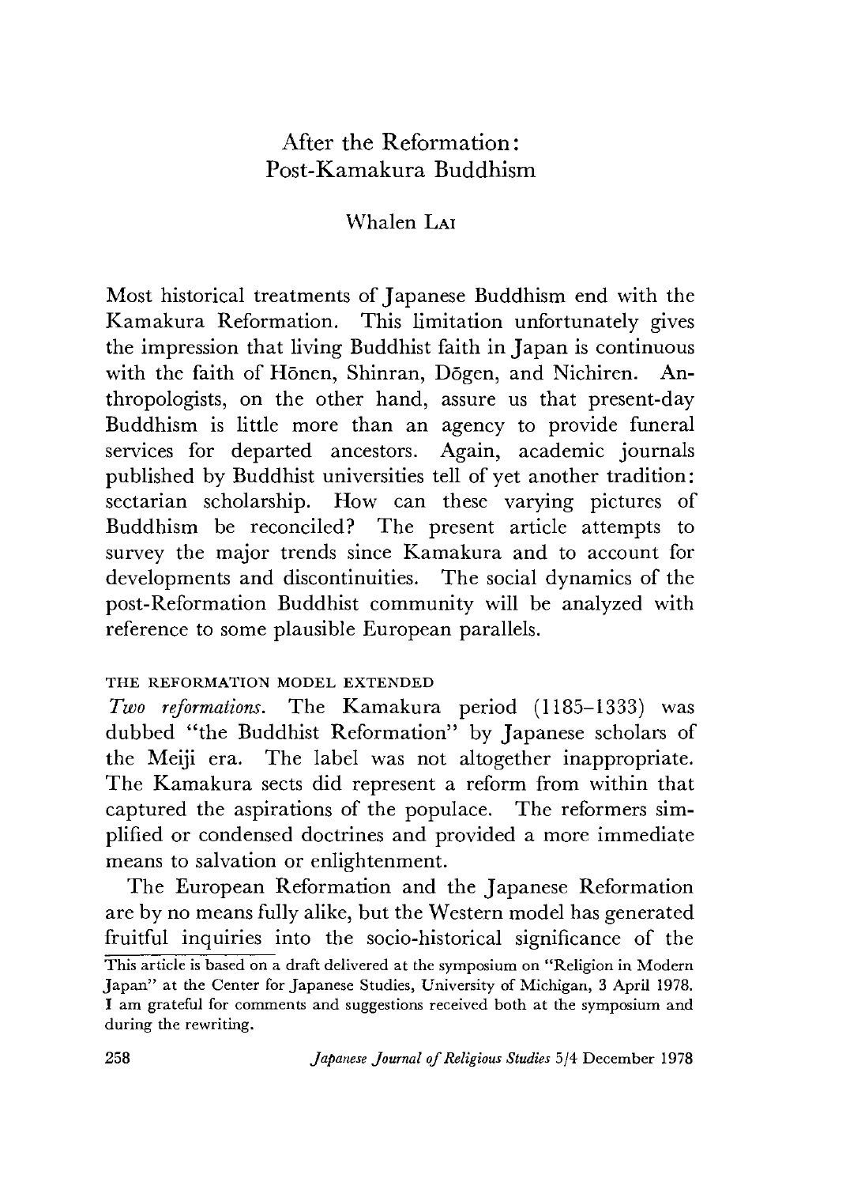# After the Reformation: Post-Kamakura Buddhism

Whalen LAI

Most historical treatments of Japanese Buddhism end with the Kamakura Reformation. This limitation unfortunately gives the impression that living Buddhist faith in Japan is continuous with the faith of Hōnen, Shinran, Dōgen, and Nichiren. Anthropologists, on the other hand, assure us that present-day Buddhism is little more than an agency to provide funeral services for departed ancestors. Again, academic journals published by Buddhist universities tell of yet another tradition: sectarian scholarship. How can these varying pictures of Buddhism be reconciled? The present article attempts to survey the major trends since Kamakura and to account for developments and discontinuities. The social dynamics of the post-Reformation Buddhist community will be analyzed with reference to some plausible European parallels.

## THE REFORMATION MODEL EXTENDED

*Two reformations.* The Kamakura period (1185–1333) was dubbed "the Buddhist Reformation" by Japanese scholars of the Meiji era. The label was not altogether inappropriate. The Kamakura sects did represent a reform from within that captured the aspirations of the populace. The reformers simplified or condensed doctrines and provided a more immediate means to salvation or enlightenment.

The European Reformation and the Japanese Reformation are by no means fully alike, but the Western model has generated fruitful inquiries into the socio-historical significance of the

This article is based on a draft delivered at the symposium on "Religion in Modern Japan" at the Center for Japanese Studies, University of Michigan, 3 April 1978. I am grateful for comments and suggestions received both at the symposium and during the rewriting.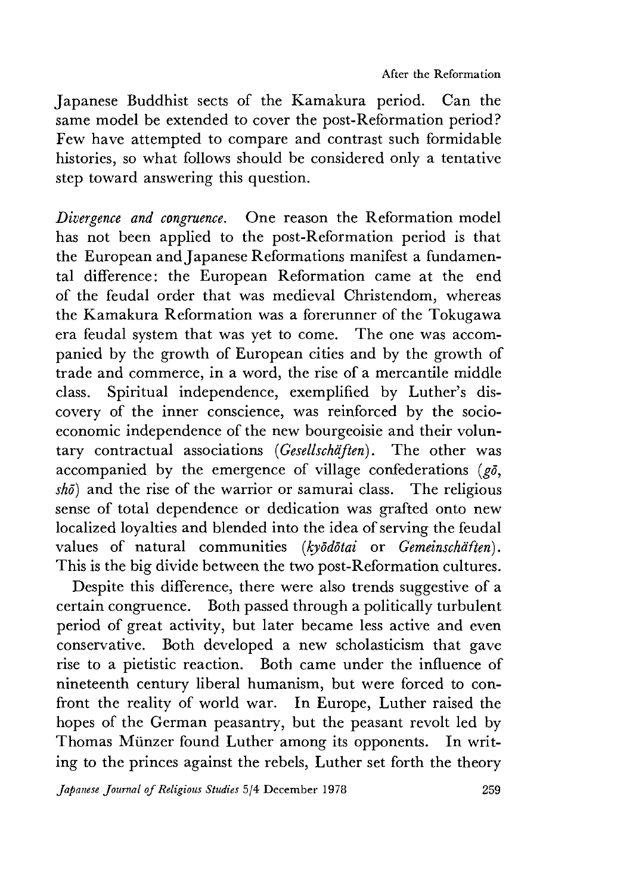Japanese Buddhist sects of the Kamakura period. Can the same model be extended to cover the post-Reformation period? Few have attempted to compare and contrast such formidable histories, so what follows should be considered only a tentative step toward answering this question.

*Divergence and congruence.* One reason the Reformation model has not been applied to the post-Reformation period is that the European and Japanese Reformations manifest a fundamental difference: the European Reformation came at the end of the feudal order that was medieval Christendom, whereas the Kamakura Reformation was a forerunner of the Tokugawa era feudal system that was yet to come. The one was accompanied by the growth of European cities and by the growth of trade and commerce, in a word, the rise of a mercantile middle class. Spiritual independence, exemplified by Luther's discovery of the inner conscience, was reinforced by the socioeconomic independence of the new bourgeoisie and their voluntary contractual associations (*Gesellschäften*). The other was accompanied by the emergence of village confederations (*gō*, *shō*) and the rise of the warrior or samurai class. The religious sense of total dependence or dedication was grafted onto new localized loyalties and blended into the idea of serving the feudal values of natural communities (*kyōdōtai* or *Gemeinschäften*). This is the big divide between the two post-Reformation cultures.

Despite this difference, there were also trends suggestive of a certain congruence. Both passed through a politically turbulent period of great activity, but later became less active and even conservative. Both developed a new scholasticism that gave rise to a pietistic reaction. Both came under the influence of nineteenth century liberal humanism, but were forced to confront the reality of world war. In Europe, Luther raised the hopes of the German peasantry, but the peasant revolt led by Thomas Münzer found Luther among its opponents. In writing to the princes against the rebels, Luther set forth the theory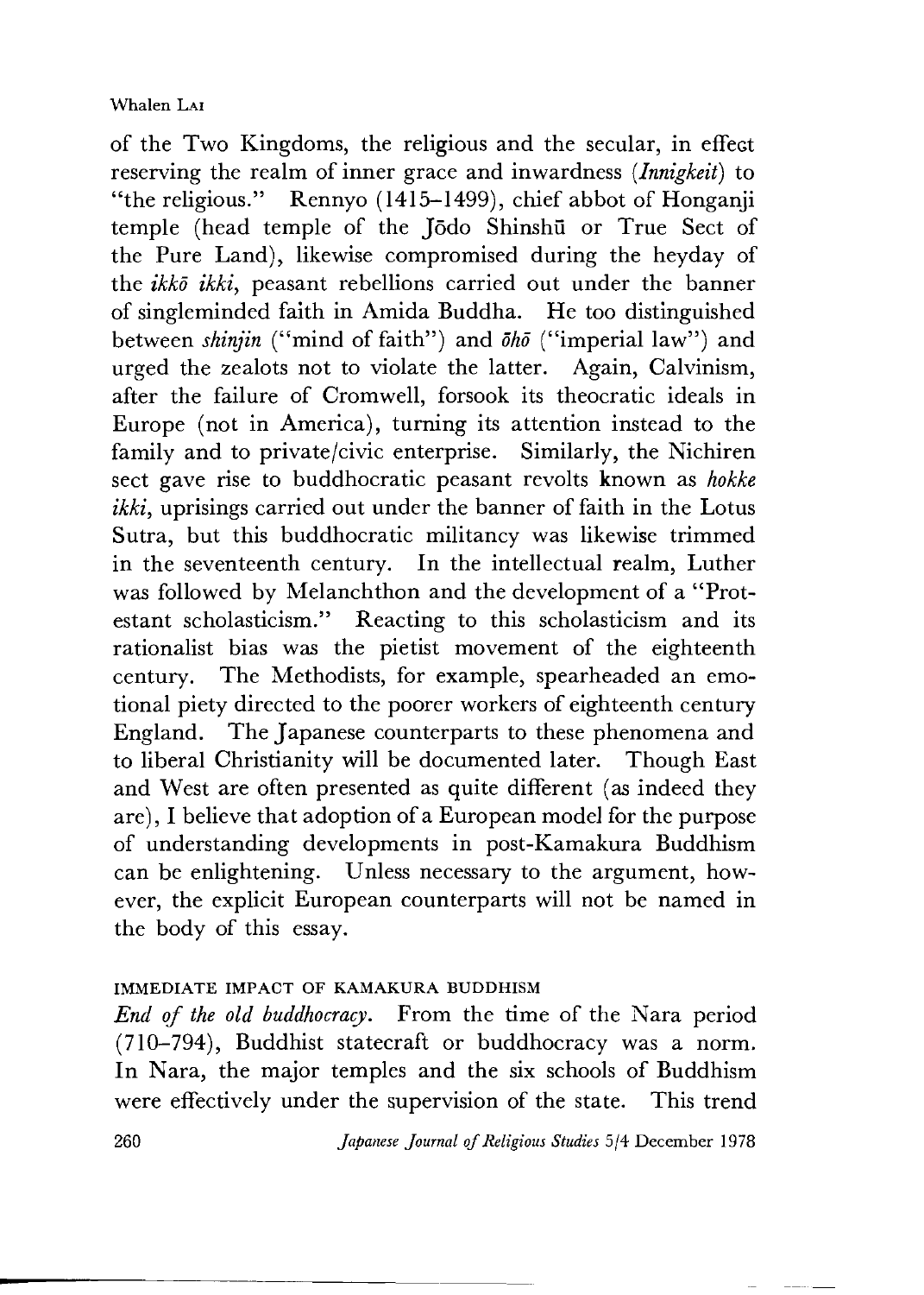of the Two Kingdoms, the religious and the secular, in effect reserving the realm of inner grace and inwardness (*Innigkeit*) to "the religious." Rennyo (1415–1499), chief abbot of Honganji temple (head temple of the Jōdo Shinshū or True Sect of the Pure Land), likewise compromised during the heyday of the *ikkō ikki*, peasant rebellions carried out under the banner of singleminded faith in Amida Buddha. He too distinguished between *shinjin* ("mind of faith") and *ōhō* ("imperial law") and urged the zealots not to violate the latter. Again, Calvinism, after the failure of Cromwell, forsook its theocratic ideals in Europe (not in America), turning its attention instead to the family and to private/civic enterprise. Similarly, the Nichiren sect gave rise to buddhocratic peasant revolts known as *hokke ikki*, uprisings carried out under the banner of faith in the Lotus Sutra, but this buddhocratic militancy was likewise trimmed in the seventeenth century. In the intellectual realm, Luther was followed by Melanchthon and the development of a "Protestant scholasticism." Reacting to this scholasticism and its rationalist bias was the pietist movement of the eighteenth century. The Methodists, for example, spearheaded an emotional piety directed to the poorer workers of eighteenth century England. The Japanese counterparts to these phenomena and to liberal Christianity will be documented later. Though East and West are often presented as quite different (as indeed they are), I believe that adoption of a European model for the purpose of understanding developments in post-Kamakura Buddhism can be enlightening. Unless necessary to the argument, however, the explicit European counterparts will not be named in the body of this essay.

## IMMEDIATE IMPACT OF KAMAKURA BUDDHISM

*End of the old buddhocracy.* From the time of the Nara period (710–794), Buddhist statecraft or buddhocracy was a norm. In Nara, the major temples and the six schools of Buddhism were effectively under the supervision of the state. This trend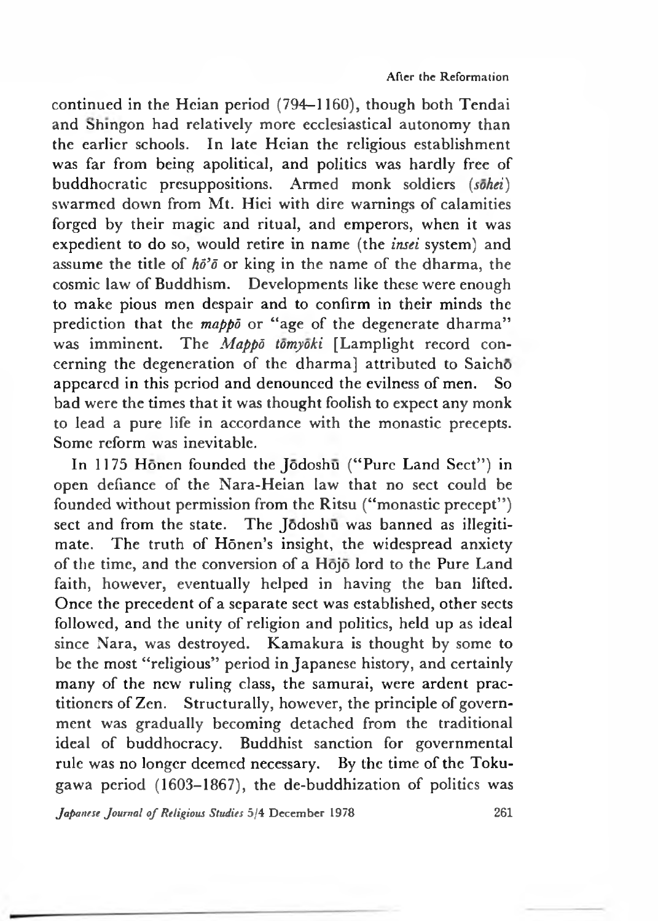continued in the Heian period (794–1160), though both Tendai and Shingon had relatively more ecclesiastical autonomy than the earlier schools. In late Heian the religious establishment was far from being apolitical, and politics was hardly free of buddhocratic presuppositions. Armed monk soldiers (*sōhei*) swarmed down from Mt. Hiei with dire warnings of calamities forged by their magic and ritual, and emperors, when it was expedient to do so, would retire in name (the *insei* system) and assume the title of *hō'ō* or king in the name of the dharma, the cosmic law of Buddhism. Developments like these were enough to make pious men despair and to confirm in their minds the prediction that the *mappō* or "age of the degenerate dharma" was imminent. The *Mappō tōmyōki* [Lamplight record concerning the degeneration of the dharma] attributed to Saichō appeared in this period and denounced the evilness of men. So bad were the times that it was thought foolish to expect any monk to lead a pure life in accordance with the monastic precepts. Some reform was inevitable.

In 1175 Hōnen founded the Jōdoshū ("Pure Land Sect") in open defiance of the Nara-Heian law that no sect could be founded without permission from the Ritsu ("monastic precept") sect and from the state. The Jōdoshū was banned as illegitimate. The truth of Hōnen's insight, the widespread anxiety of the time, and the conversion of a Hōjō lord to the Pure Land faith, however, eventually helped in having the ban lifted. Once the precedent of a separate sect was established, other sects followed, and the unity of religion and politics, held up as ideal since Nara, was destroyed. Kamakura is thought by some to be the most "religious" period in Japanese history, and certainly many of the new ruling class, the samurai, were ardent practitioners of Zen. Structurally, however, the principle of government was gradually becoming detached from the traditional ideal of buddhocracy. Buddhist sanction for governmental rule was no longer deemed necessary. By the time of the Tokugawa period (1603–1867), the de-buddhization of politics was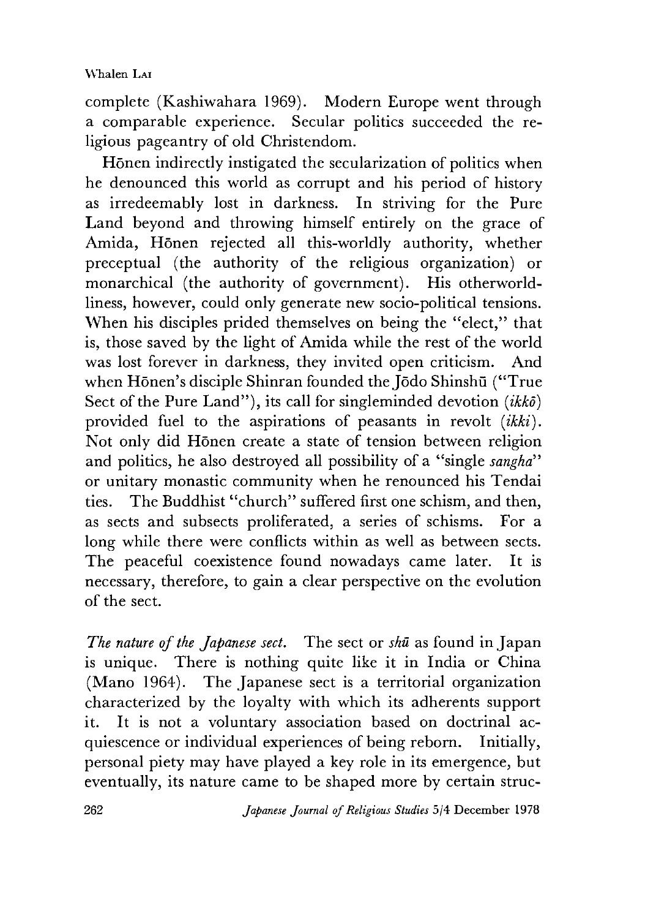complete (Kashiwahara 1969). Modern Europe went through a comparable experience. Secular politics succeeded the religious pageantry of old Christendom.

Hōnen indirectly instigated the secularization of politics when he denounced this world as corrupt and his period of history as irredeemably lost in darkness. In striving for the Pure Land beyond and throwing himself entirely on the grace of Amida, Hōnen rejected all this-worldly authority, whether preceptual (the authority of the religious organization) or monarchical (the authority of government). His otherworldliness, however, could only generate new socio-political tensions. When his disciples prided themselves on being the "elect," that is, those saved by the light of Amida while the rest of the world was lost forever in darkness, they invited open criticism. And when Hōnen's disciple Shinran founded the Jōdo Shinshū ("True Sect of the Pure Land"), its call for singleminded devotion (*ikkō*) provided fuel to the aspirations of peasants in revolt (*ikki*). Not only did Hōnen create a state of tension between religion and politics, he also destroyed all possibility of a "single *sangha*" or unitary monastic community when he renounced his Tendai ties. The Buddhist "church" suffered first one schism, and then, as sects and subsects proliferated, a series of schisms. For a long while there were conflicts within as well as between sects. The peaceful coexistence found nowadays came later. It is necessary, therefore, to gain a clear perspective on the evolution of the sect.

*The nature of the Japanese sect.* The sect or *shū* as found in Japan is unique. There is nothing quite like it in India or China (Mano 1964). The Japanese sect is a territorial organization characterized by the loyalty with which its adherents support it. It is not a voluntary association based on doctrinal acquiescence or individual experiences of being reborn. Initially, personal piety may have played a key role in its emergence, but eventually, its nature came to be shaped more by certain struc-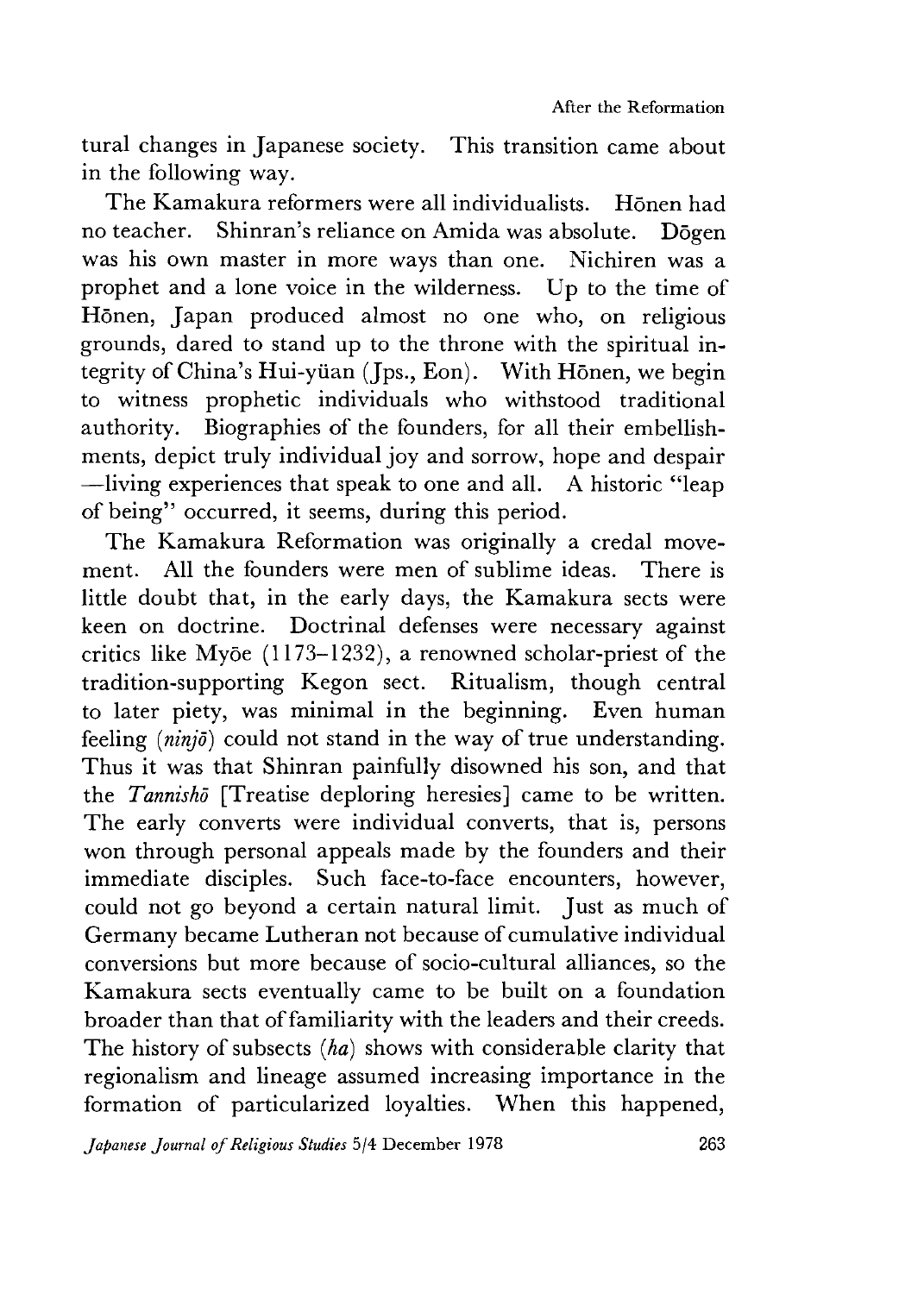tural changes in Japanese society. This transition came about in the following way.

The Kamakura reformers were all individualists. Hōnen had no teacher. Shinran's reliance on Amida was absolute. Dōgen was his own master in more ways than one. Nichiren was a prophet and a lone voice in the wilderness. Up to the time of Hōnen, Japan produced almost no one who, on religious grounds, dared to stand up to the throne with the spiritual integrity of China's Hui-yüan (Jps., Eon). With Hōnen, we begin to witness prophetic individuals who withstood traditional authority. Biographies of the founders, for all their embellishments, depict truly individual joy and sorrow, hope and despair —living experiences that speak to one and all. A historic "leap of being" occurred, it seems, during this period.

The Kamakura Reformation was originally a credal movement. All the founders were men of sublime ideas. There is little doubt that, in the early days, the Kamakura sects were keen on doctrine. Doctrinal defenses were necessary against critics like Myōe (1173–1232), a renowned scholar-priest of the tradition-supporting Kegon sect. Ritualism, though central to later piety, was minimal in the beginning. Even human feeling (*ninjō*) could not stand in the way of true understanding. Thus it was that Shinran painfully disowned his son, and that the *Tannishō* [Treatise deploring heresies] came to be written. The early converts were individual converts, that is, persons won through personal appeals made by the founders and their immediate disciples. Such face-to-face encounters, however, could not go beyond a certain natural limit. Just as much of Germany became Lutheran not because of cumulative individual conversions but more because of socio-cultural alliances, so the Kamakura sects eventually came to be built on a foundation broader than that of familiarity with the leaders and their creeds. The history of subsects (*ha*) shows with considerable clarity that regionalism and lineage assumed increasing importance in the formation of particularized loyalties. When this happened,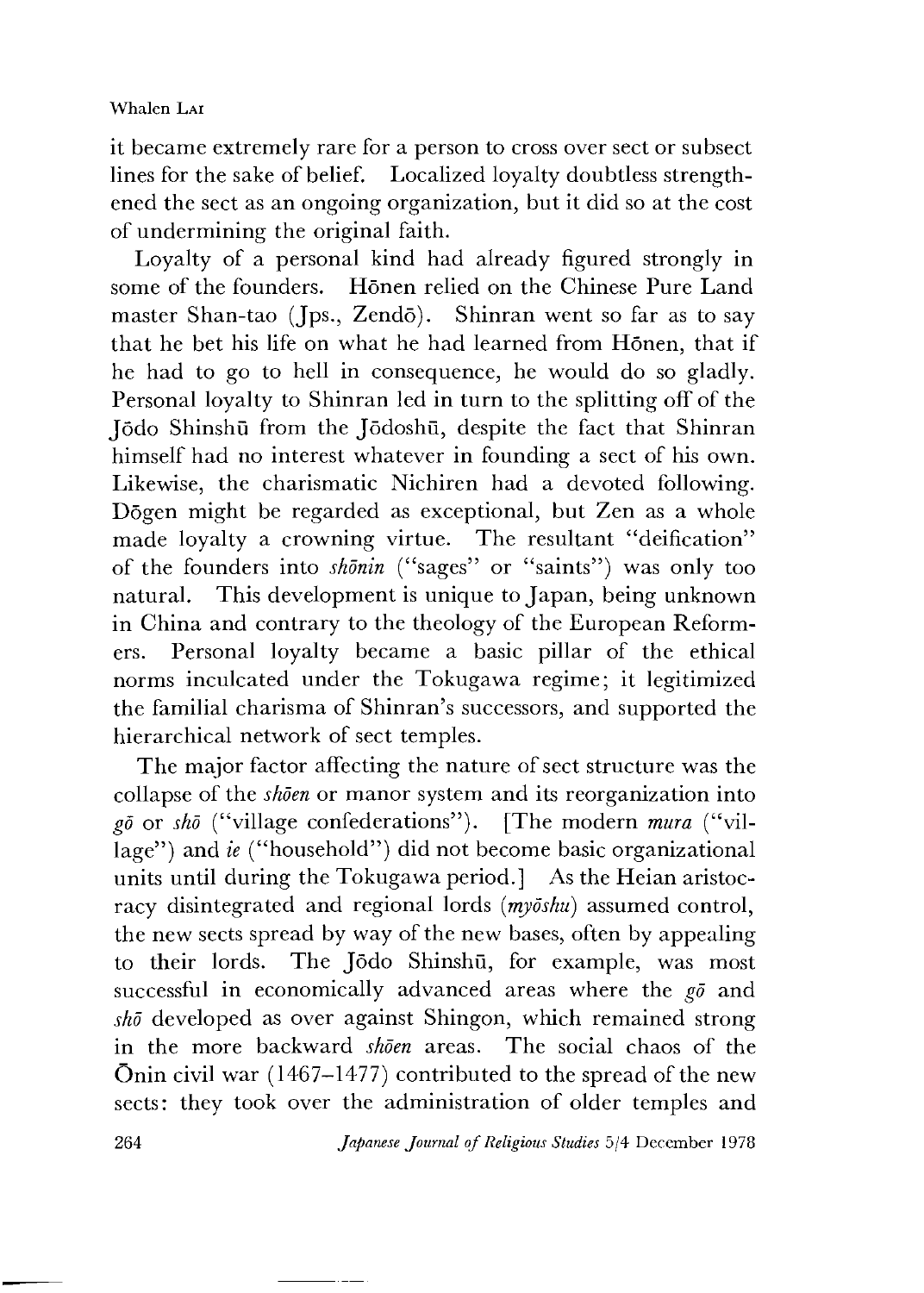it became extremely rare for a person to cross over sect or subsect lines for the sake of belief. Localized loyalty doubtless strengthened the sect as an ongoing organization, but it did so at the cost of undermining the original faith.

Loyalty of a personal kind had already figured strongly in some of the founders. Hōnen relied on the Chinese Pure Land master Shan-tao (Jps., Zendō). Shinran went so far as to say that he bet his life on what he had learned from Hōnen, that if he had to go to hell in consequence, he would do so gladly. Personal loyalty to Shinran led in turn to the splitting off of the Jōdo Shinshū from the Jōdoshū, despite the fact that Shinran himself had no interest whatever in founding a sect of his own. Likewise, the charismatic Nichiren had a devoted following. Dōgen might be regarded as exceptional, but Zen as a whole made loyalty a crowning virtue. The resultant "deification" of the founders into *shōnin* ("sages" or "saints") was only too natural. This development is unique to Japan, being unknown in China and contrary to the theology of the European Reformers. Personal loyalty became a basic pillar of the ethical norms inculcated under the Tokugawa regime; it legitimized the familial charisma of Shinran's successors, and supported the hierarchical network of sect temples.

The major factor affecting the nature of sect structure was the collapse of the *shōen* or manor system and its reorganization into *gō* or *shō* ("village confederations"). [The modern *mura* ("village") and *ie* ("household") did not become basic organizational units until during the Tokugawa period.] As the Heian aristocracy disintegrated and regional lords (*myōshu*) assumed control, the new sects spread by way of the new bases, often by appealing to their lords. The Jōdo Shinshū, for example, was most successful in economically advanced areas where the *gō* and *shō* developed as over against Shingon, which remained strong in the more backward *shōen* areas. The social chaos of the Ōnin civil war (1467–1477) contributed to the spread of the new sects: they took over the administration of older temples and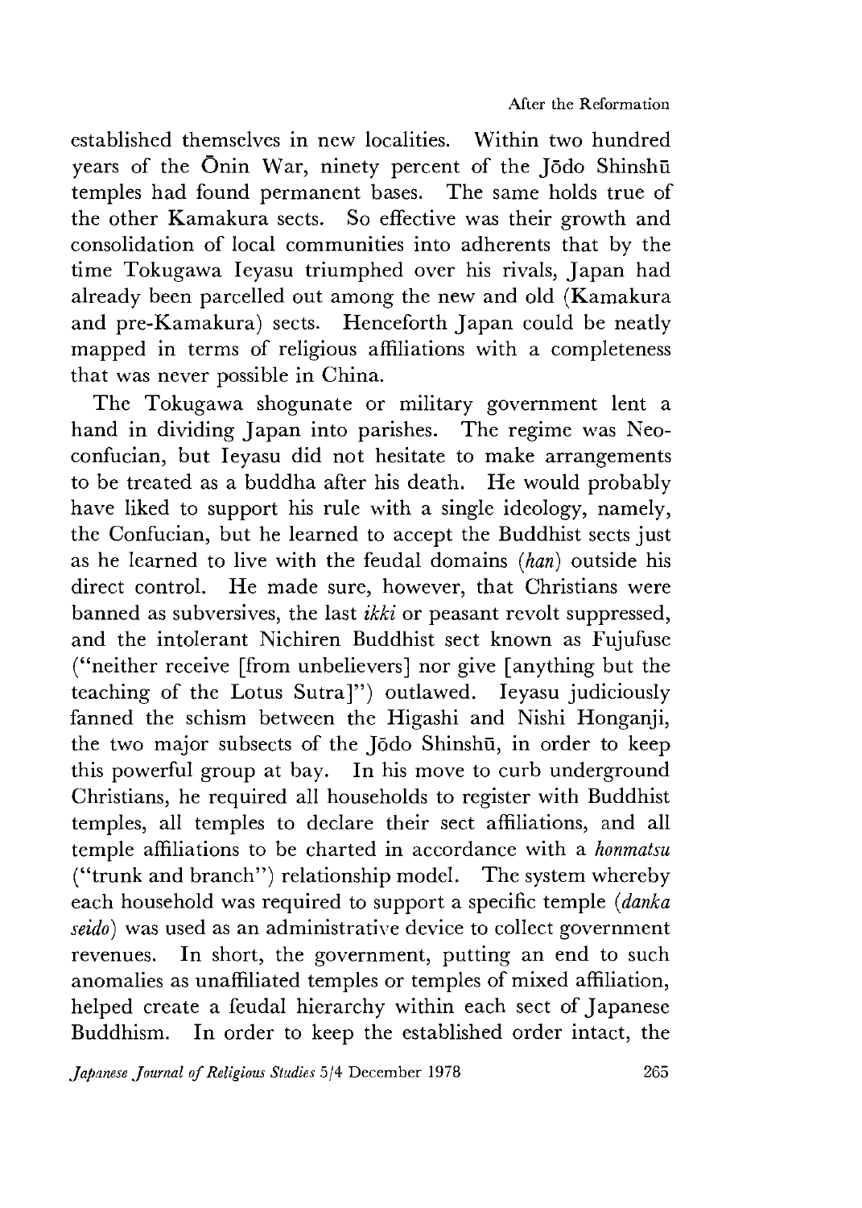established themselves in new localities. Within two hundred years of the Ōnin War, ninety percent of the Jōdo Shinshū temples had found permanent bases. The same holds true of the other Kamakura sects. So effective was their growth and consolidation of local communities into adherents that by the time Tokugawa Ieyasu triumphed over his rivals, Japan had already been parcelled out among the new and old (Kamakura and pre-Kamakura) sects. Henceforth Japan could be neatly mapped in terms of religious affiliations with a completeness that was never possible in China.

The Tokugawa shogunate or military government lent a hand in dividing Japan into parishes. The regime was Neo-confucian, but Ieyasu did not hesitate to make arrangements to be treated as a buddha after his death. He would probably have liked to support his rule with a single ideology, namely, the Confucian, but he learned to accept the Buddhist sects just as he learned to live with the feudal domains (*han*) outside his direct control. He made sure, however, that Christians were banned as subversives, the last *ikki* or peasant revolt suppressed, and the intolerant Nichiren Buddhist sect known as Fujufuse ("neither receive [from unbelievers] nor give [anything but the teaching of the Lotus Sutra]") outlawed. Ieyasu judiciously fanned the schism between the Higashi and Nishi Honganji, the two major subsects of the Jōdo Shinshū, in order to keep this powerful group at bay. In his move to curb underground Christians, he required all households to register with Buddhist temples, all temples to declare their sect affiliations, and all temple affiliations to be charted in accordance with a *honmatsu* ("trunk and branch") relationship model. The system whereby each household was required to support a specific temple (*danka seido*) was used as an administrative device to collect government revenues. In short, the government, putting an end to such anomalies as unaffiliated temples or temples of mixed affiliation, helped create a feudal hierarchy within each sect of Japanese Buddhism. In order to keep the established order intact, the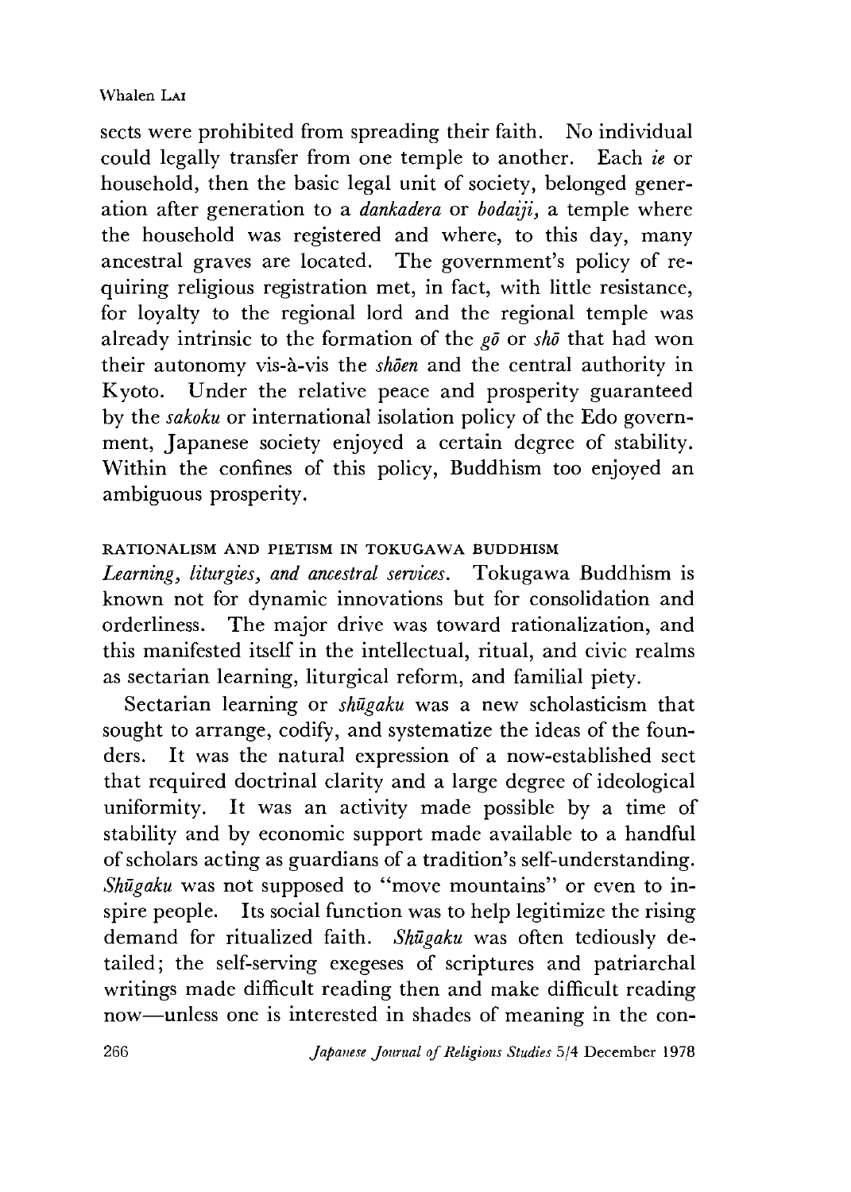sects were prohibited from spreading their faith. No individual could legally transfer from one temple to another. Each *ie* or household, then the basic legal unit of society, belonged generation after generation to a *dankadera* or *bodaiji*, a temple where the household was registered and where, to this day, many ancestral graves are located. The government's policy of requiring religious registration met, in fact, with little resistance, for loyalty to the regional lord and the regional temple was already intrinsic to the formation of the *gō* or *shō* that had won their autonomy vis-à-vis the *shōen* and the central authority in Kyoto. Under the relative peace and prosperity guaranteed by the *sakoku* or international isolation policy of the Edo government, Japanese society enjoyed a certain degree of stability. Within the confines of this policy, Buddhism too enjoyed an ambiguous prosperity.

## RATIONALISM AND PIETISM IN TOKUGAWA BUDDHISM

*Learning, liturgies, and ancestral services.* Tokugawa Buddhism is known not for dynamic innovations but for consolidation and orderliness. The major drive was toward rationalization, and this manifested itself in the intellectual, ritual, and civic realms as sectarian learning, liturgical reform, and familial piety.

Sectarian learning or *shūgaku* was a new scholasticism that sought to arrange, codify, and systematize the ideas of the founders. It was the natural expression of a now-established sect that required doctrinal clarity and a large degree of ideological uniformity. It was an activity made possible by a time of stability and by economic support made available to a handful of scholars acting as guardians of a tradition's self-understanding. *Shūgaku* was not supposed to "move mountains" or even to inspire people. Its social function was to help legitimize the rising demand for ritualized faith. *Shūgaku* was often tediously detailed; the self-serving exegeses of scriptures and patriarchal writings made difficult reading then and make difficult reading now—unless one is interested in shades of meaning in the con-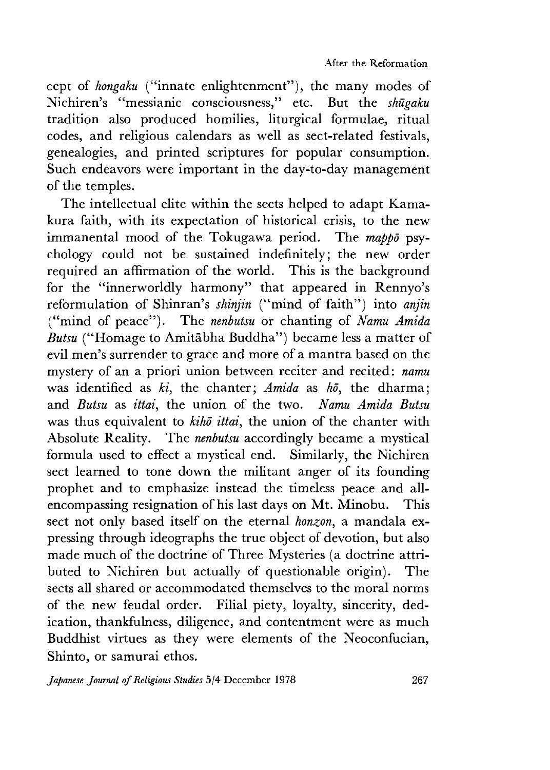cept of *hongaku* ("innate enlightenment"), the many modes of Nichiren's "messianic consciousness," etc. But the *shūgaku* tradition also produced homilies, liturgical formulae, ritual codes, and religious calendars as well as sect-related festivals, genealogies, and printed scriptures for popular consumption. Such endeavors were important in the day-to-day management of the temples.

The intellectual elite within the sects helped to adapt Kamakura faith, with its expectation of historical crisis, to the new immanental mood of the Tokugawa period. The *mappō* psychology could not be sustained indefinitely; the new order required an affirmation of the world. This is the background for the "innerworldly harmony" that appeared in Rennyo's reformulation of Shinran's *shinjin* ("mind of faith") into *anjin* ("mind of peace"). The *nenbutsu* or chanting of *Namu Amida Butsu* ("Homage to Amitābha Buddha") became less a matter of evil men's surrender to grace and more of a mantra based on the mystery of an a priori union between reciter and recited: *namu* was identified as *ki*, the chanter; *Amida* as *hō*, the dharma; and *Butsu* as *ittai*, the union of the two. *Namu Amida Butsu* was thus equivalent to *kihō ittai*, the union of the chanter with Absolute Reality. The *nenbutsu* accordingly became a mystical formula used to effect a mystical end. Similarly, the Nichiren sect learned to tone down the militant anger of its founding prophet and to emphasize instead the timeless peace and all-encompassing resignation of his last days on Mt. Minobu. This sect not only based itself on the eternal *honzon*, a mandala expressing through ideographs the true object of devotion, but also made much of the doctrine of Three Mysteries (a doctrine attributed to Nichiren but actually of questionable origin). The sects all shared or accommodated themselves to the moral norms of the new feudal order. Filial piety, loyalty, sincerity, dedication, thankfulness, diligence, and contentment were as much Buddhist virtues as they were elements of the Neoconfucian, Shinto, or samurai ethos.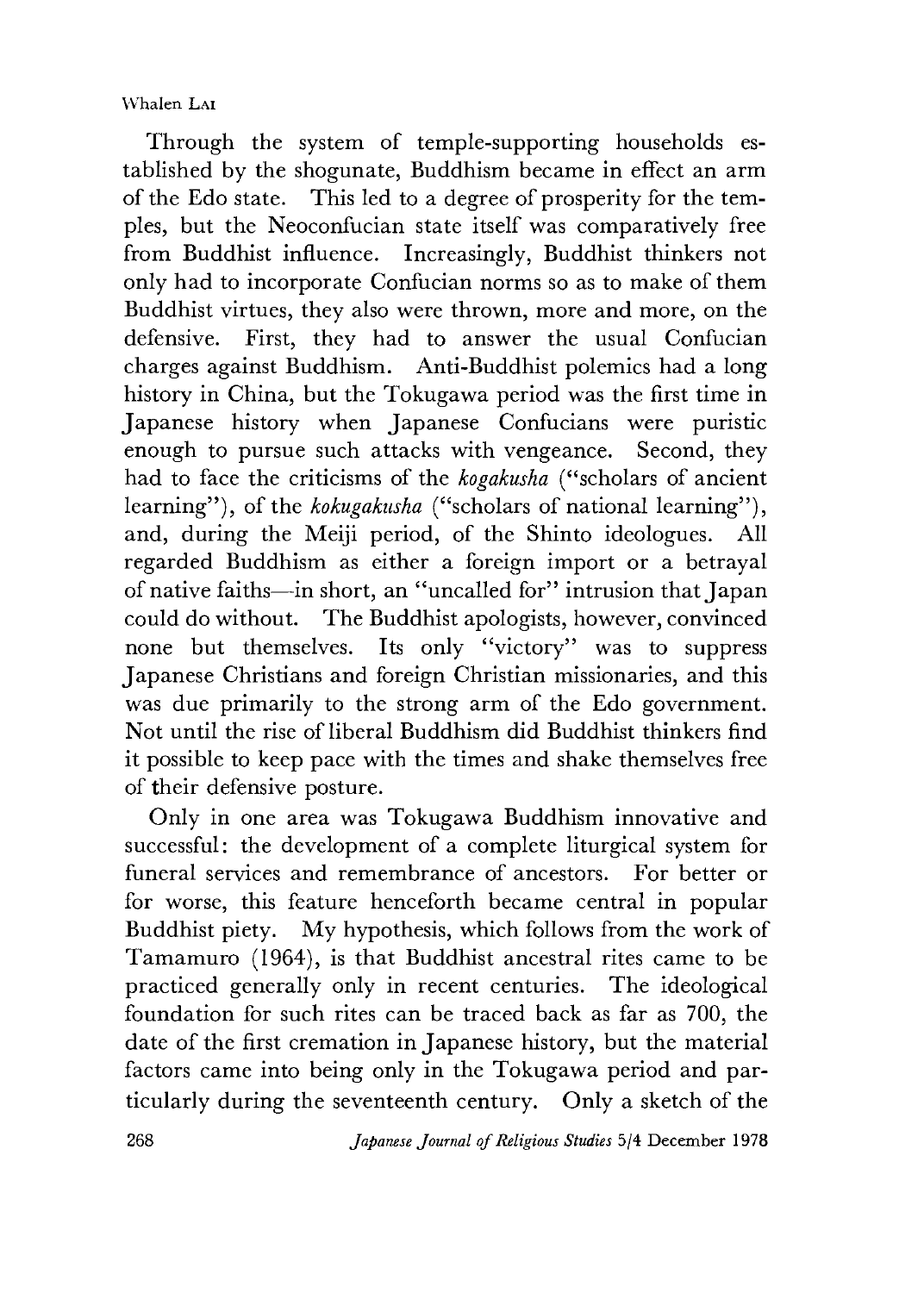Through the system of temple-supporting households established by the shogunate, Buddhism became in effect an arm of the Edo state. This led to a degree of prosperity for the temples, but the Neoconfucian state itself was comparatively free from Buddhist influence. Increasingly, Buddhist thinkers not only had to incorporate Confucian norms so as to make of them Buddhist virtues, they also were thrown, more and more, on the defensive. First, they had to answer the usual Confucian charges against Buddhism. Anti-Buddhist polemics had a long history in China, but the Tokugawa period was the first time in Japanese history when Japanese Confucians were puristic enough to pursue such attacks with vengeance. Second, they had to face the criticisms of the *kogakusha* ("scholars of ancient learning"), of the *kokugakusha* ("scholars of national learning"), and, during the Meiji period, of the Shinto ideologues. All regarded Buddhism as either a foreign import or a betrayal of native faiths—in short, an "uncalled for" intrusion that Japan could do without. The Buddhist apologists, however, convinced none but themselves. Its only "victory" was to suppress Japanese Christians and foreign Christian missionaries, and this was due primarily to the strong arm of the Edo government. Not until the rise of liberal Buddhism did Buddhist thinkers find it possible to keep pace with the times and shake themselves free of their defensive posture.

Only in one area was Tokugawa Buddhism innovative and successful: the development of a complete liturgical system for funeral services and remembrance of ancestors. For better or for worse, this feature henceforth became central in popular Buddhist piety. My hypothesis, which follows from the work of Tamamuro (1964), is that Buddhist ancestral rites came to be practiced generally only in recent centuries. The ideological foundation for such rites can be traced back as far as 700, the date of the first cremation in Japanese history, but the material factors came into being only in the Tokugawa period and particularly during the seventeenth century. Only a sketch of the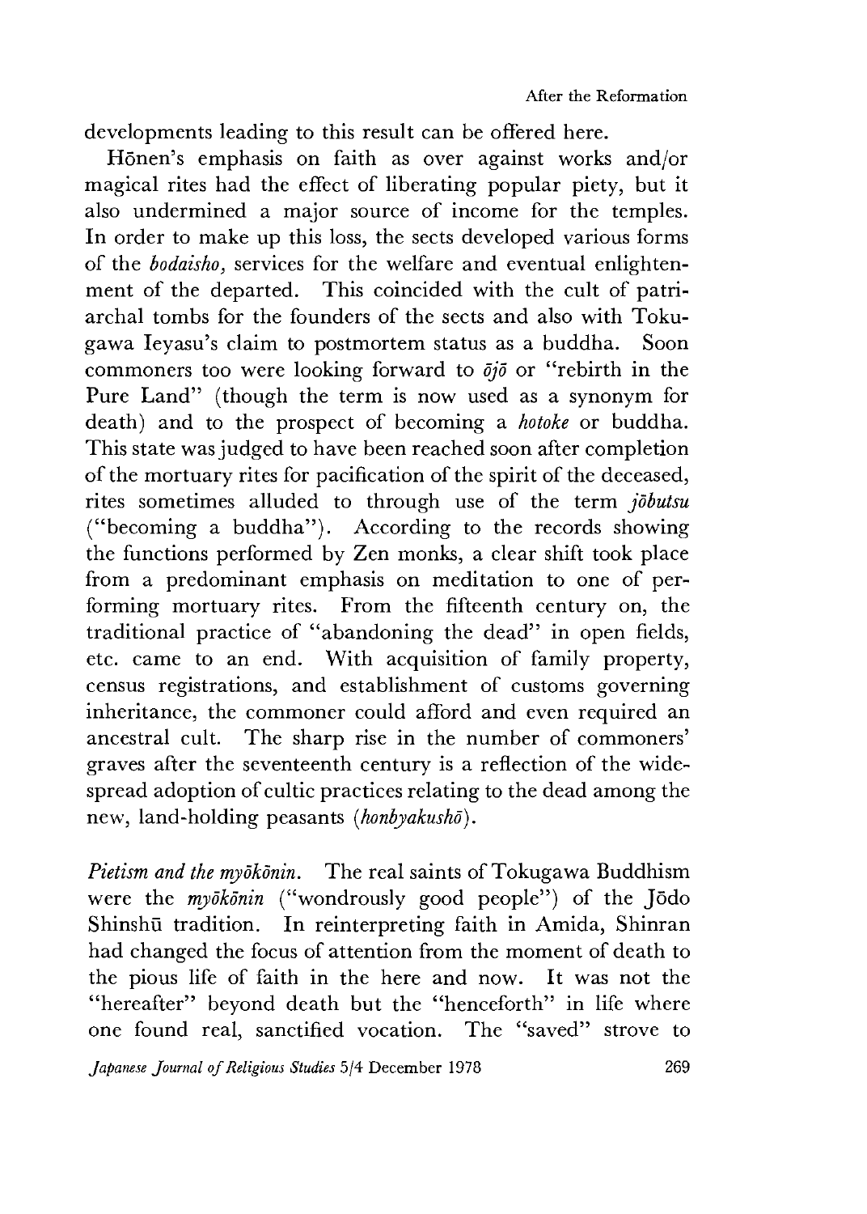developments leading to this result can be offered here.

Hōnen's emphasis on faith as over against works and/or magical rites had the effect of liberating popular piety, but it also undermined a major source of income for the temples. In order to make up this loss, the sects developed various forms of the *bodaisho,* services for the welfare and eventual enlightenment of the departed. This coincided with the cult of patriarchal tombs for the founders of the sects and also with Tokugawa Ieyasu's claim to postmortem status as a buddha. Soon commoners too were looking forward to *ōjō* or "rebirth in the Pure Land" (though the term is now used as a synonym for death) and to the prospect of becoming a *hotoke* or buddha. This state was judged to have been reached soon after completion of the mortuary rites for pacification of the spirit of the deceased, rites sometimes alluded to through use of the term *jōbutsu* ("becoming a buddha"). According to the records showing the functions performed by Zen monks, a clear shift took place from a predominant emphasis on meditation to one of performing mortuary rites. From the fifteenth century on, the traditional practice of "abandoning the dead" in open fields, etc. came to an end. With acquisition of family property, census registrations, and establishment of customs governing inheritance, the commoner could afford and even required an ancestral cult. The sharp rise in the number of commoners' graves after the seventeenth century is a reflection of the widespread adoption of cultic practices relating to the dead among the new, land-holding peasants (*honbyakushō*).

*Pietism and the myōkōnin.* The real saints of Tokugawa Buddhism were the *myōkōnin* ("wondrously good people") of the Jōdo Shinshū tradition. In reinterpreting faith in Amida, Shinran had changed the focus of attention from the moment of death to the pious life of faith in the here and now. It was not the "hereafter" beyond death but the "henceforth" in life where one found real, sanctified vocation. The "saved" strove to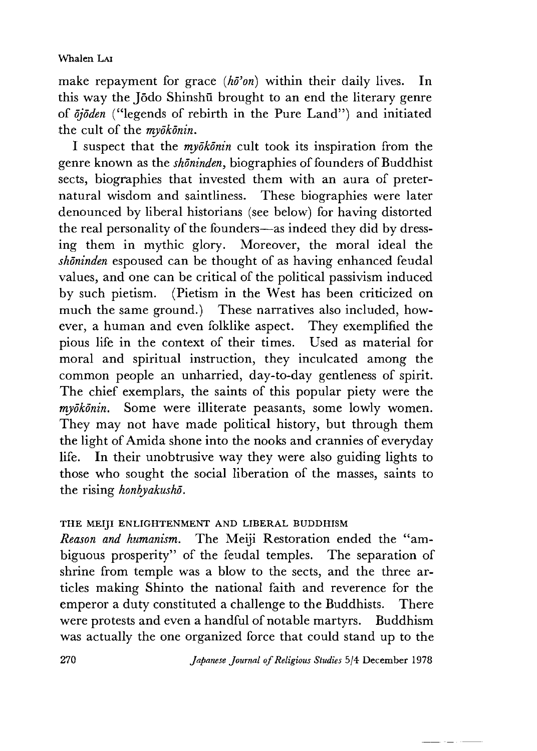make repayment for grace (*hō'on*) within their daily lives. In this way the Jōdo Shinshū brought to an end the literary genre of *ōjōden* ("legends of rebirth in the Pure Land") and initiated the cult of the *myōkōnin*.

I suspect that the *myōkōnin* cult took its inspiration from the genre known as the *shōninden*, biographies of founders of Buddhist sects, biographies that invested them with an aura of preternatural wisdom and saintliness. These biographies were later denounced by liberal historians (see below) for having distorted the real personality of the founders—as indeed they did by dressing them in mythic glory. Moreover, the moral ideal the *shōninden* espoused can be thought of as having enhanced feudal values, and one can be critical of the political passivism induced by such pietism. (Pietism in the West has been criticized on much the same ground.) These narratives also included, however, a human and even folklike aspect. They exemplified the pious life in the context of their times. Used as material for moral and spiritual instruction, they inculcated among the common people an unharried, day-to-day gentleness of spirit. The chief exemplars, the saints of this popular piety were the *myōkōnin*. Some were illiterate peasants, some lowly women. They may not have made political history, but through them the light of Amida shone into the nooks and crannies of everyday life. In their unobtrusive way they were also guiding lights to those who sought the social liberation of the masses, saints to the rising *honbyakushō*.

## THE MEIJI ENLIGHTENMENT AND LIBERAL BUDDHISM

*Reason and humanism.* The Meiji Restoration ended the "ambiguous prosperity" of the feudal temples. The separation of shrine from temple was a blow to the sects, and the three articles making Shinto the national faith and reverence for the emperor a duty constituted a challenge to the Buddhists. There were protests and even a handful of notable martyrs. Buddhism was actually the one organized force that could stand up to the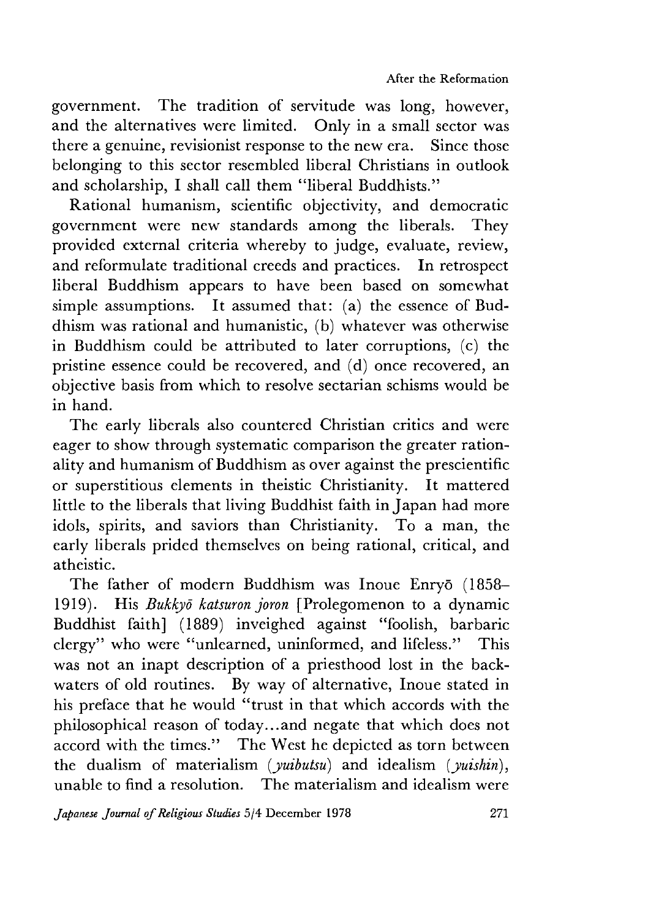government. The tradition of servitude was long, however, and the alternatives were limited. Only in a small sector was there a genuine, revisionist response to the new era. Since those belonging to this sector resembled liberal Christians in outlook and scholarship, I shall call them "liberal Buddhists."

Rational humanism, scientific objectivity, and democratic government were new standards among the liberals. They provided external criteria whereby to judge, evaluate, review, and reformulate traditional creeds and practices. In retrospect liberal Buddhism appears to have been based on somewhat simple assumptions. It assumed that: (a) the essence of Buddhism was rational and humanistic, (b) whatever was otherwise in Buddhism could be attributed to later corruptions, (c) the pristine essence could be recovered, and (d) once recovered, an objective basis from which to resolve sectarian schisms would be in hand.

The early liberals also countered Christian critics and were eager to show through systematic comparison the greater rationality and humanism of Buddhism as over against the prescientific or superstitious elements in theistic Christianity. It mattered little to the liberals that living Buddhist faith in Japan had more idols, spirits, and saviors than Christianity. To a man, the early liberals prided themselves on being rational, critical, and atheistic.

The father of modern Buddhism was Inoue Enryō (1858–1919). His *Bukkyō katsuron joron* [Prolegomenon to a dynamic Buddhist faith] (1889) inveighed against "foolish, barbaric clergy" who were "unlearned, uninformed, and lifeless." This was not an inapt description of a priesthood lost in the backwaters of old routines. By way of alternative, Inoue stated in his preface that he would "trust in that which accords with the philosophical reason of today...and negate that which does not accord with the times." The West he depicted as torn between the dualism of materialism (*yuibutsu*) and idealism (*yuishin*), unable to find a resolution. The materialism and idealism were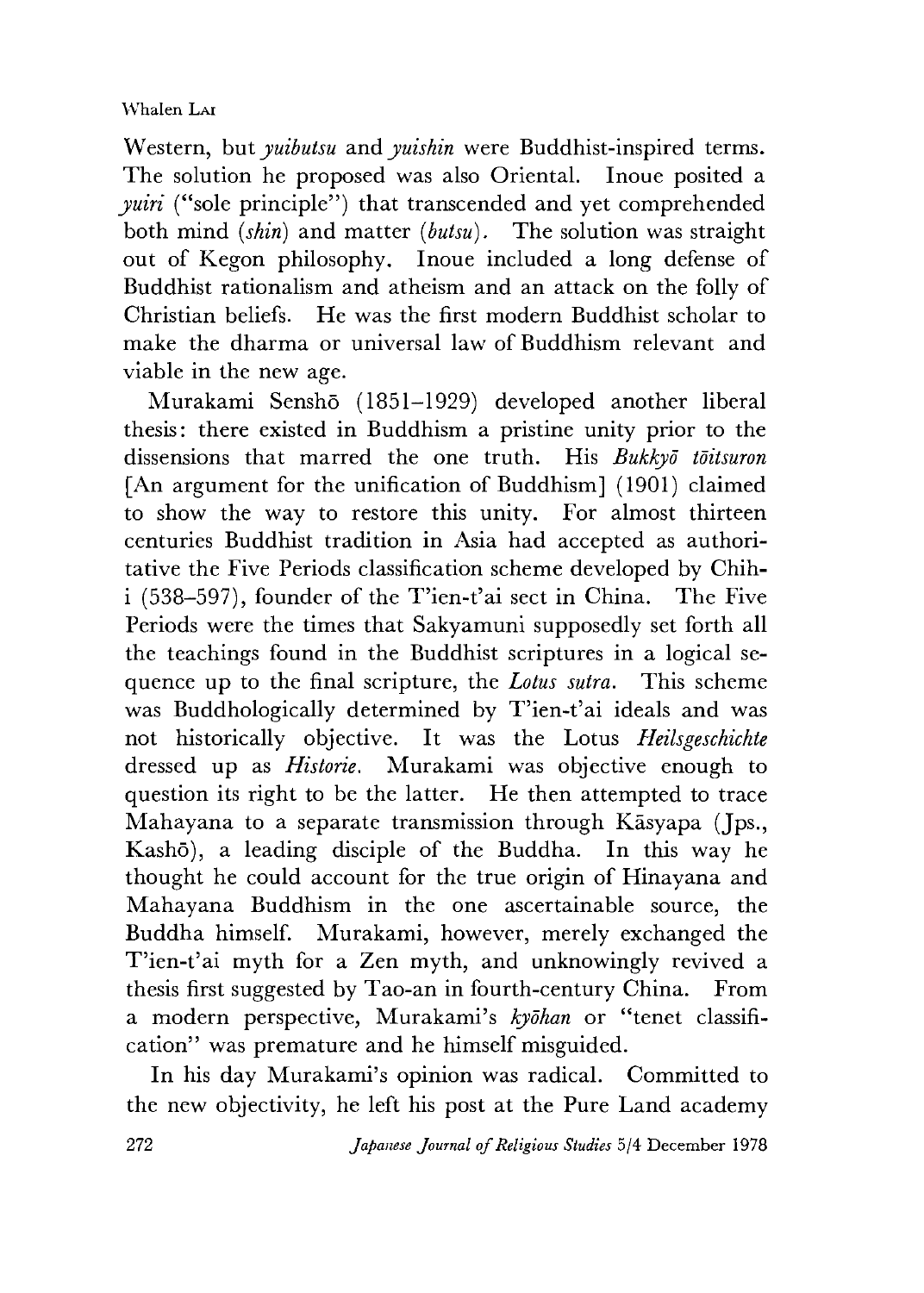Western, but *yuibutsu* and *yuishin* were Buddhist-inspired terms. The solution he proposed was also Oriental. Inoue posited a *yuiri* ("sole principle") that transcended and yet comprehended both mind (*shin*) and matter (*butsu*). The solution was straight out of Kegon philosophy. Inoue included a long defense of Buddhist rationalism and atheism and an attack on the folly of Christian beliefs. He was the first modern Buddhist scholar to make the dharma or universal law of Buddhism relevant and viable in the new age.

Murakami Senshō (1851–1929) developed another liberal thesis: there existed in Buddhism a pristine unity prior to the dissensions that marred the one truth. His *Bukkyō tōitsuron* [An argument for the unification of Buddhism] (1901) claimed to show the way to restore this unity. For almost thirteen centuries Buddhist tradition in Asia had accepted as authoritative the Five Periods classification scheme developed by Chih-i (538–597), founder of the T'ien-t'ai sect in China. The Five Periods were the times that Sakyamuni supposedly set forth all the teachings found in the Buddhist scriptures in a logical sequence up to the final scripture, the *Lotus sutra*. This scheme was Buddhologically determined by T'ien-t'ai ideals and was not historically objective. It was the Lotus *Heilsgeschichte* dressed up as *Historie*. Murakami was objective enough to question its right to be the latter. He then attempted to trace Mahayana to a separate transmission through Kāsyapa (Jps., Kashō), a leading disciple of the Buddha. In this way he thought he could account for the true origin of Hinayana and Mahayana Buddhism in the one ascertainable source, the Buddha himself. Murakami, however, merely exchanged the T'ien-t'ai myth for a Zen myth, and unknowingly revived a thesis first suggested by Tao-an in fourth-century China. From a modern perspective, Murakami's *kyōhan* or "tenet classification" was premature and he himself misguided.

In his day Murakami's opinion was radical. Committed to the new objectivity, he left his post at the Pure Land academy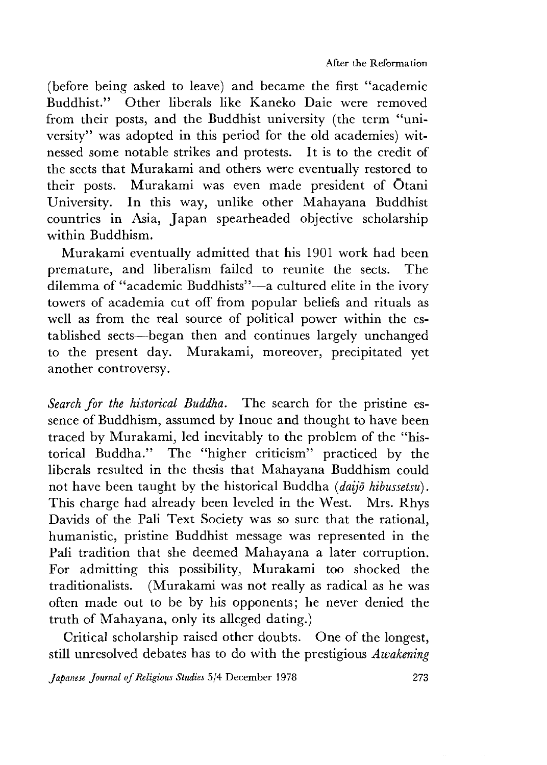(before being asked to leave) and became the first "academic Buddhist." Other liberals like Kaneko Daie were removed from their posts, and the Buddhist university (the term "university" was adopted in this period for the old academies) witnessed some notable strikes and protests. It is to the credit of the sects that Murakami and others were eventually restored to their posts. Murakami was even made president of Ōtani University. In this way, unlike other Mahayana Buddhist countries in Asia, Japan spearheaded objective scholarship within Buddhism.

Murakami eventually admitted that his 1901 work had been premature, and liberalism failed to reunite the sects. The dilemma of "academic Buddhists"—a cultured elite in the ivory towers of academia cut off from popular beliefs and rituals as well as from the real source of political power within the established sects—began then and continues largely unchanged to the present day. Murakami, moreover, precipitated yet another controversy.

*Search for the historical Buddha.* The search for the pristine essence of Buddhism, assumed by Inoue and thought to have been traced by Murakami, led inevitably to the problem of the "historical Buddha." The "higher criticism" practiced by the liberals resulted in the thesis that Mahayana Buddhism could not have been taught by the historical Buddha (*daijō hibussetsu*). This charge had already been leveled in the West. Mrs. Rhys Davids of the Pali Text Society was so sure that the rational, humanistic, pristine Buddhist message was represented in the Pali tradition that she deemed Mahayana a later corruption. For admitting this possibility, Murakami too shocked the traditionalists. (Murakami was not really as radical as he was often made out to be by his opponents; he never denied the truth of Mahayana, only its alleged dating.)

Critical scholarship raised other doubts. One of the longest, still unresolved debates has to do with the prestigious *Awakening*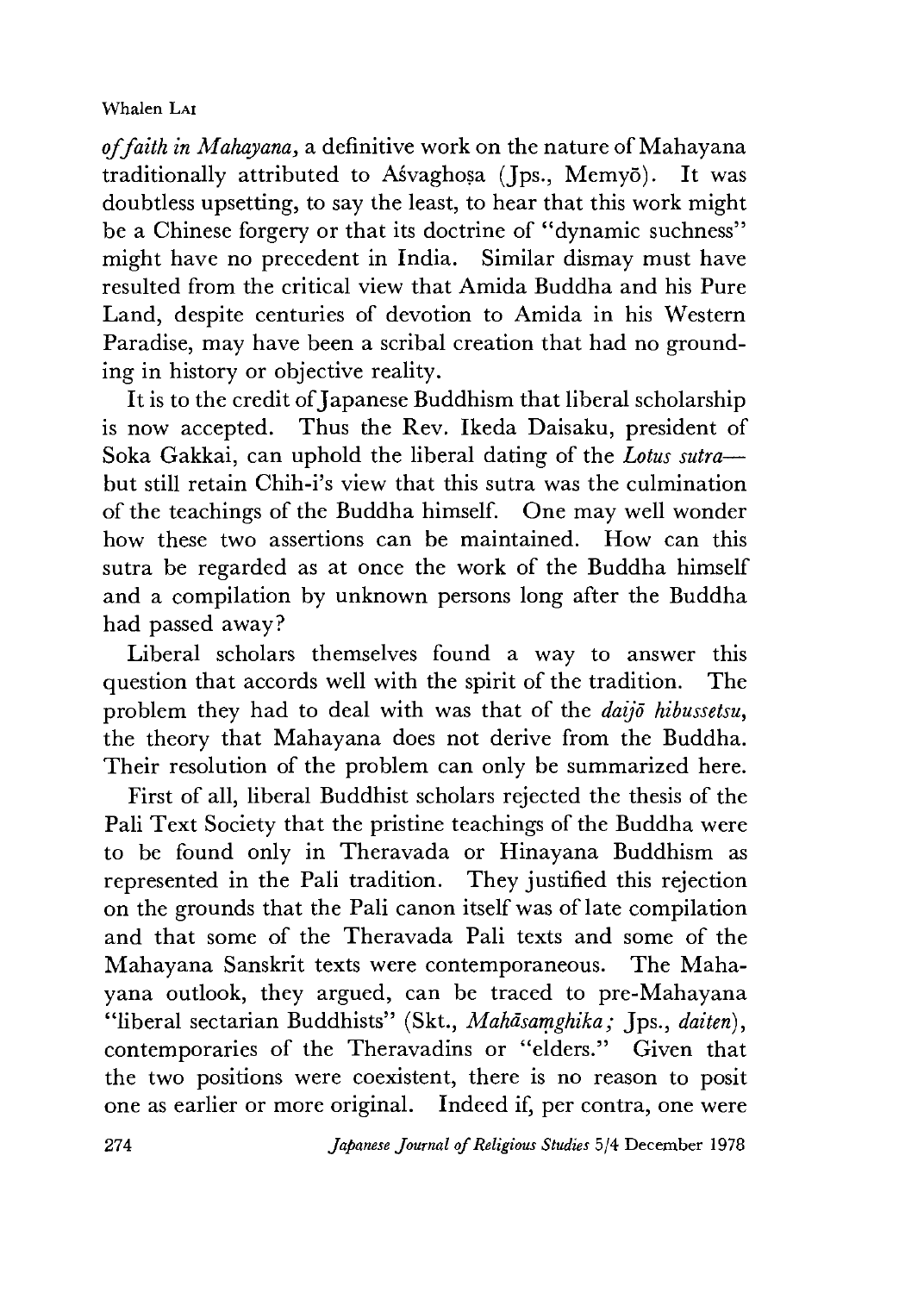*of faith in Mahayana*, a definitive work on the nature of Mahayana traditionally attributed to Aśvaghoṣa (Jps., Memyō). It was doubtless upsetting, to say the least, to hear that this work might be a Chinese forgery or that its doctrine of "dynamic suchness" might have no precedent in India. Similar dismay must have resulted from the critical view that Amida Buddha and his Pure Land, despite centuries of devotion to Amida in his Western Paradise, may have been a scribal creation that had no grounding in history or objective reality.

It is to the credit of Japanese Buddhism that liberal scholarship is now accepted. Thus the Rev. Ikeda Daisaku, president of Soka Gakkai, can uphold the liberal dating of the *Lotus sutra*—but still retain Chih-i's view that this sutra was the culmination of the teachings of the Buddha himself. One may well wonder how these two assertions can be maintained. How can this sutra be regarded as at once the work of the Buddha himself and a compilation by unknown persons long after the Buddha had passed away?

Liberal scholars themselves found a way to answer this question that accords well with the spirit of the tradition. The problem they had to deal with was that of the *daijō hibussetsu*, the theory that Mahayana does not derive from the Buddha. Their resolution of the problem can only be summarized here.

First of all, liberal Buddhist scholars rejected the thesis of the Pali Text Society that the pristine teachings of the Buddha were to be found only in Theravada or Hinayana Buddhism as represented in the Pali tradition. They justified this rejection on the grounds that the Pali canon itself was of late compilation and that some of the Theravada Pali texts and some of the Mahayana Sanskrit texts were contemporaneous. The Mahayana outlook, they argued, can be traced to pre-Mahayana "liberal sectarian Buddhists" (Skt., *Mahāsaṃghika;* Jps., *daiten*), contemporaries of the Theravadins or "elders." Given that the two positions were coexistent, there is no reason to posit one as earlier or more original. Indeed if, per contra, one were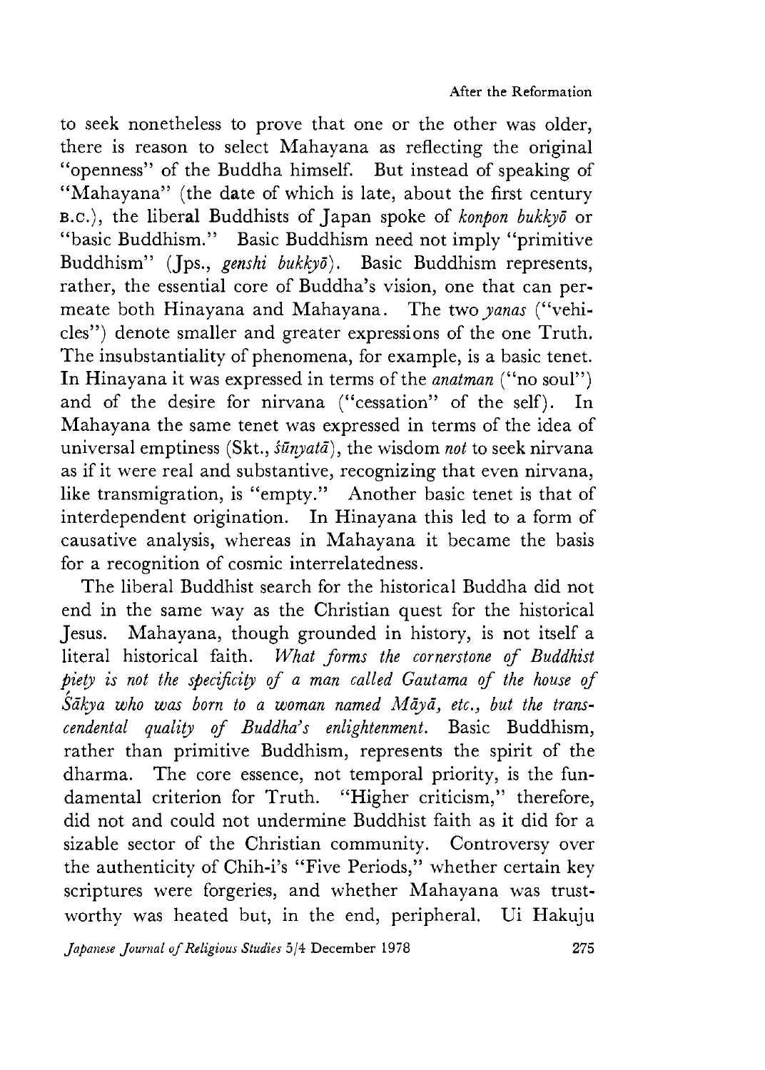to seek nonetheless to prove that one or the other was older, there is reason to select Mahayana as reflecting the original "openness" of the Buddha himself. But instead of speaking of "Mahayana" (the date of which is late, about the first century B.C.), the liberal Buddhists of Japan spoke of *konpon bukkyō* or "basic Buddhism." Basic Buddhism need not imply "primitive Buddhism" (Jps., *genshi bukkyō*). Basic Buddhism represents, rather, the essential core of Buddha's vision, one that can permeate both Hinayana and Mahayana. The two *yanas* ("vehicles") denote smaller and greater expressions of the one Truth. The insubstantiality of phenomena, for example, is a basic tenet. In Hinayana it was expressed in terms of the *anatman* ("no soul") and of the desire for nirvana ("cessation" of the self). In Mahayana the same tenet was expressed in terms of the idea of universal emptiness (Skt., *śūnyatā*), the wisdom *not* to seek nirvana as if it were real and substantive, recognizing that even nirvana, like transmigration, is "empty." Another basic tenet is that of interdependent origination. In Hinayana this led to a form of causative analysis, whereas in Mahayana it became the basis for a recognition of cosmic interrelatedness.

The liberal Buddhist search for the historical Buddha did not end in the same way as the Christian quest for the historical Jesus. Mahayana, though grounded in history, is not itself a literal historical faith. *What forms the cornerstone of Buddhist piety is not the specificity of a man called Gautama of the house of Śākya who was born to a woman named Māyā, etc., but the transcendental quality of Buddha's enlightenment.* Basic Buddhism, rather than primitive Buddhism, represents the spirit of the dharma. The core essence, not temporal priority, is the fundamental criterion for Truth. "Higher criticism," therefore, did not and could not undermine Buddhist faith as it did for a sizable sector of the Christian community. Controversy over the authenticity of Chih-i's "Five Periods," whether certain key scriptures were forgeries, and whether Mahayana was trustworthy was heated but, in the end, peripheral. Ui Hakuju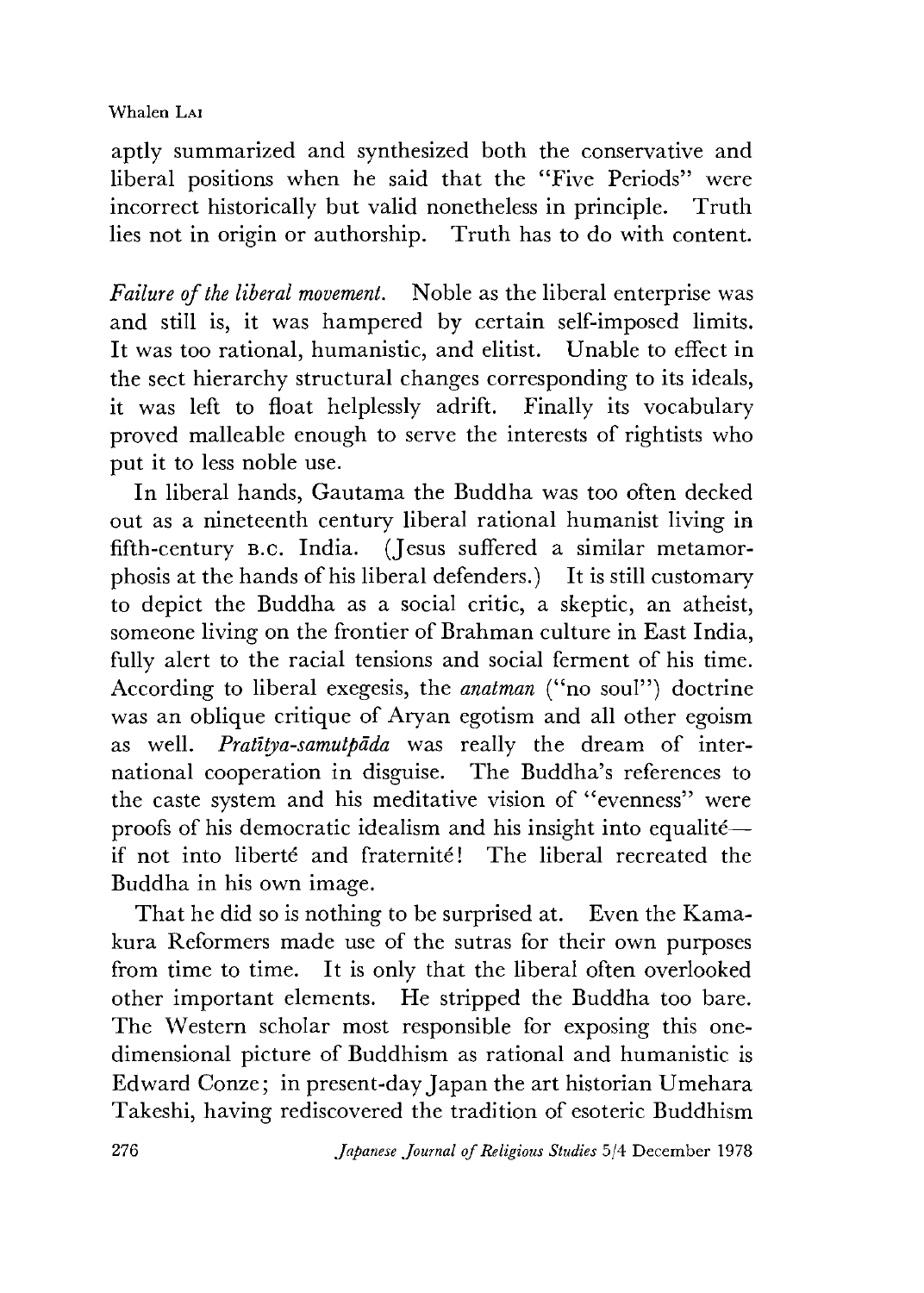aptly summarized and synthesized both the conservative and liberal positions when he said that the "Five Periods" were incorrect historically but valid nonetheless in principle. Truth lies not in origin or authorship. Truth has to do with content.

*Failure of the liberal movement.* Noble as the liberal enterprise was and still is, it was hampered by certain self-imposed limits. It was too rational, humanistic, and elitist. Unable to effect in the sect hierarchy structural changes corresponding to its ideals, it was left to float helplessly adrift. Finally its vocabulary proved malleable enough to serve the interests of rightists who put it to less noble use.

In liberal hands, Gautama the Buddha was too often decked out as a nineteenth century liberal rational humanist living in fifth-century B.C. India. (Jesus suffered a similar metamorphosis at the hands of his liberal defenders.) It is still customary to depict the Buddha as a social critic, a skeptic, an atheist, someone living on the frontier of Brahman culture in East India, fully alert to the racial tensions and social ferment of his time. According to liberal exegesis, the *anatman* ("no soul") doctrine was an oblique critique of Aryan egotism and all other egoism as well. *Pratītya-samutpāda* was really the dream of international cooperation in disguise. The Buddha's references to the caste system and his meditative vision of "evenness" were proofs of his democratic idealism and his insight into equalité—if not into liberté and fraternité! The liberal recreated the Buddha in his own image.

That he did so is nothing to be surprised at. Even the Kamakura Reformers made use of the sutras for their own purposes from time to time. It is only that the liberal often overlooked other important elements. He stripped the Buddha too bare. The Western scholar most responsible for exposing this one-dimensional picture of Buddhism as rational and humanistic is Edward Conze; in present-day Japan the art historian Umehara Takeshi, having rediscovered the tradition of esoteric Buddhism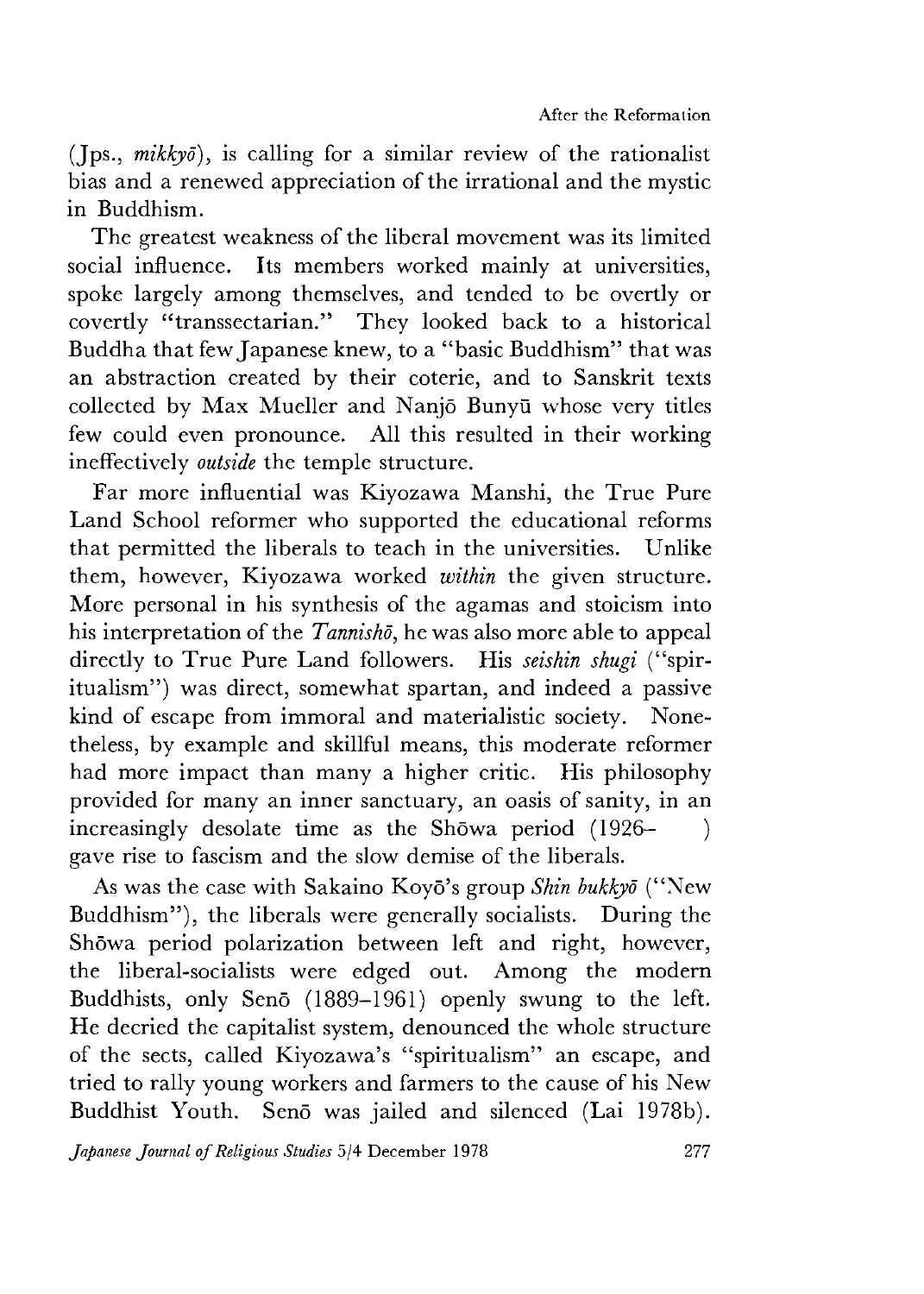(Jps., *mikkyō*), is calling for a similar review of the rationalist bias and a renewed appreciation of the irrational and the mystic in Buddhism.

The greatest weakness of the liberal movement was its limited social influence. Its members worked mainly at universities, spoke largely among themselves, and tended to be overtly or covertly "transsectarian." They looked back to a historical Buddha that few Japanese knew, to a "basic Buddhism" that was an abstraction created by their coterie, and to Sanskrit texts collected by Max Mueller and Nanjō Bunyū whose very titles few could even pronounce. All this resulted in their working ineffectively *outside* the temple structure.

Far more influential was Kiyozawa Manshi, the True Pure Land School reformer who supported the educational reforms that permitted the liberals to teach in the universities. Unlike them, however, Kiyozawa worked *within* the given structure. More personal in his synthesis of the agamas and stoicism into his interpretation of the *Tannishō*, he was also more able to appeal directly to True Pure Land followers. His *seishin shugi* ("spiritualism") was direct, somewhat spartan, and indeed a passive kind of escape from immoral and materialistic society. Nonetheless, by example and skillful means, this moderate reformer had more impact than many a higher critic. His philosophy provided for many an inner sanctuary, an oasis of sanity, in an increasingly desolate time as the Shōwa period (1926– ) gave rise to fascism and the slow demise of the liberals.

As was the case with Sakaino Koyō's group *Shin bukkyō* ("New Buddhism"), the liberals were generally socialists. During the Shōwa period polarization between left and right, however, the liberal-socialists were edged out. Among the modern Buddhists, only Senō (1889–1961) openly swung to the left. He decried the capitalist system, denounced the whole structure of the sects, called Kiyozawa's "spiritualism" an escape, and tried to rally young workers and farmers to the cause of his New Buddhist Youth. Senō was jailed and silenced (Lai 1978b).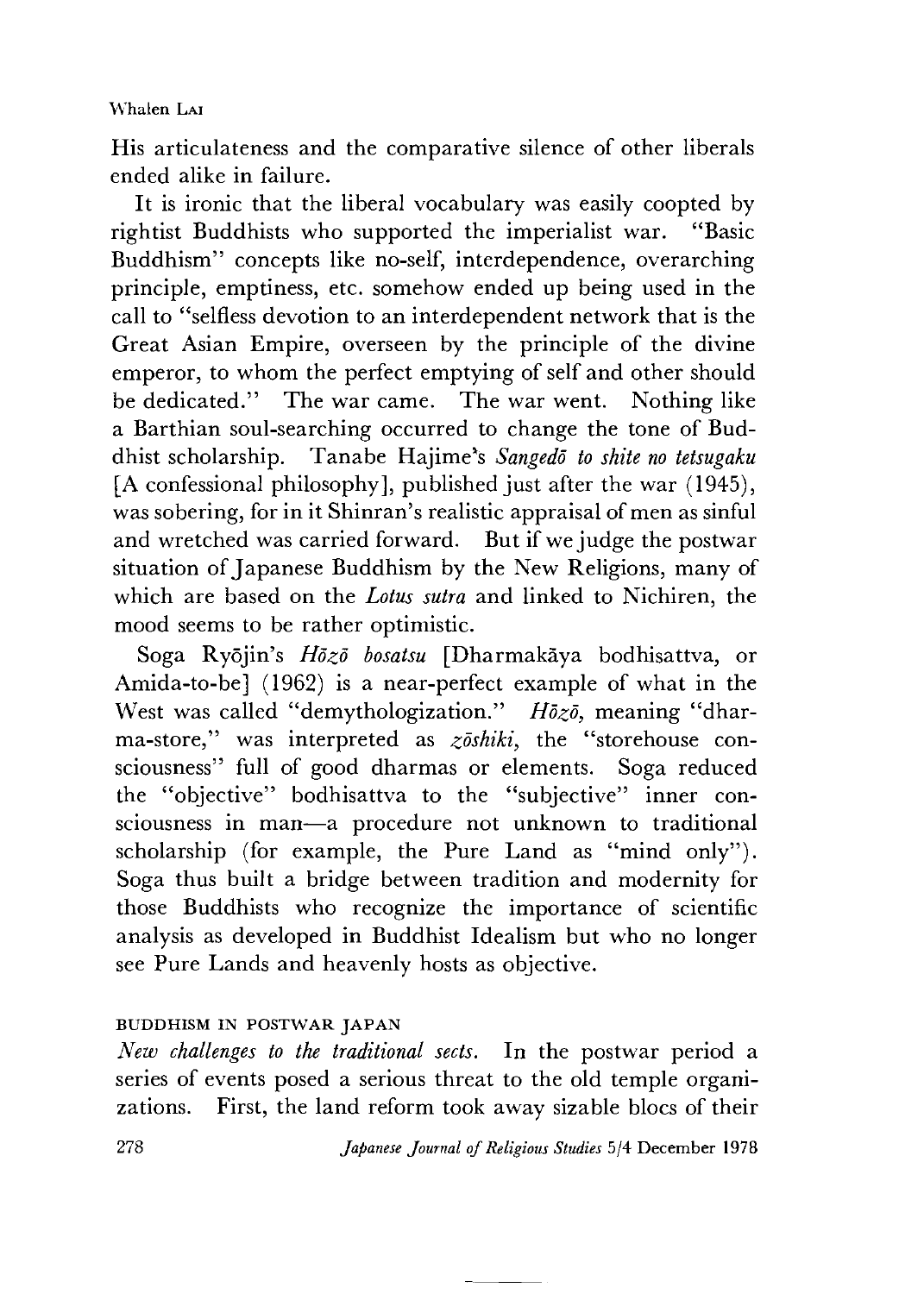His articulateness and the comparative silence of other liberals ended alike in failure.

It is ironic that the liberal vocabulary was easily coopted by rightist Buddhists who supported the imperialist war. "Basic Buddhism" concepts like no-self, interdependence, overarching principle, emptiness, etc. somehow ended up being used in the call to "selfless devotion to an interdependent network that is the Great Asian Empire, overseen by the principle of the divine emperor, to whom the perfect emptying of self and other should be dedicated." The war came. The war went. Nothing like a Barthian soul-searching occurred to change the tone of Buddhist scholarship. Tanabe Hajime's *Sangedō to shite no tetsugaku* [A confessional philosophy], published just after the war (1945), was sobering, for in it Shinran's realistic appraisal of men as sinful and wretched was carried forward. But if we judge the postwar situation of Japanese Buddhism by the New Religions, many of which are based on the *Lotus sutra* and linked to Nichiren, the mood seems to be rather optimistic.

Soga Ryōjin's *Hōzō bosatsu* [Dharmakāya bodhisattva, or Amida-to-be] (1962) is a near-perfect example of what in the West was called "demythologization." *Hōzō*, meaning "dharma-store," was interpreted as *zōshiki*, the "storehouse consciousness" full of good dharmas or elements. Soga reduced the "objective" bodhisattva to the "subjective" inner consciousness in man—a procedure not unknown to traditional scholarship (for example, the Pure Land as "mind only"). Soga thus built a bridge between tradition and modernity for those Buddhists who recognize the importance of scientific analysis as developed in Buddhist Idealism but who no longer see Pure Lands and heavenly hosts as objective.

## BUDDHISM IN POSTWAR JAPAN

*New challenges to the traditional sects.* In the postwar period a series of events posed a serious threat to the old temple organizations. First, the land reform took away sizable blocs of their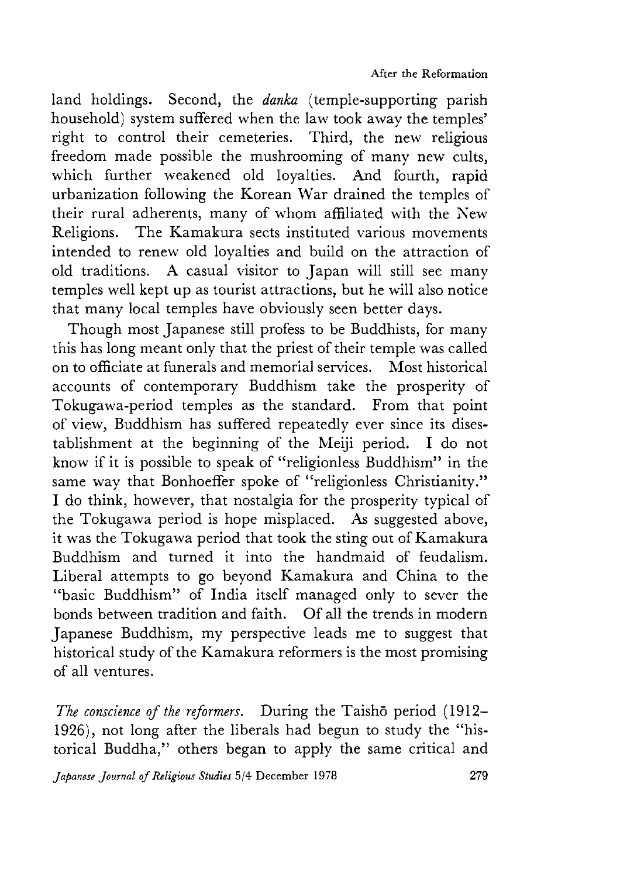land holdings. Second, the *danka* (temple-supporting parish household) system suffered when the law took away the temples' right to control their cemeteries. Third, the new religious freedom made possible the mushrooming of many new cults, which further weakened old loyalties. And fourth, rapid urbanization following the Korean War drained the temples of their rural adherents, many of whom affiliated with the New Religions. The Kamakura sects instituted various movements intended to renew old loyalties and build on the attraction of old traditions. A casual visitor to Japan will still see many temples well kept up as tourist attractions, but he will also notice that many local temples have obviously seen better days.

Though most Japanese still profess to be Buddhists, for many this has long meant only that the priest of their temple was called on to officiate at funerals and memorial services. Most historical accounts of contemporary Buddhism take the prosperity of Tokugawa-period temples as the standard. From that point of view, Buddhism has suffered repeatedly ever since its disestablishment at the beginning of the Meiji period. I do not know if it is possible to speak of "religionless Buddhism" in the same way that Bonhoeffer spoke of "religionless Christianity." I do think, however, that nostalgia for the prosperity typical of the Tokugawa period is hope misplaced. As suggested above, it was the Tokugawa period that took the sting out of Kamakura Buddhism and turned it into the handmaid of feudalism. Liberal attempts to go beyond Kamakura and China to the "basic Buddhism" of India itself managed only to sever the bonds between tradition and faith. Of all the trends in modern Japanese Buddhism, my perspective leads me to suggest that historical study of the Kamakura reformers is the most promising of all ventures.

*The conscience of the reformers.* During the Taishō period (1912–1926), not long after the liberals had begun to study the "historical Buddha," others began to apply the same critical and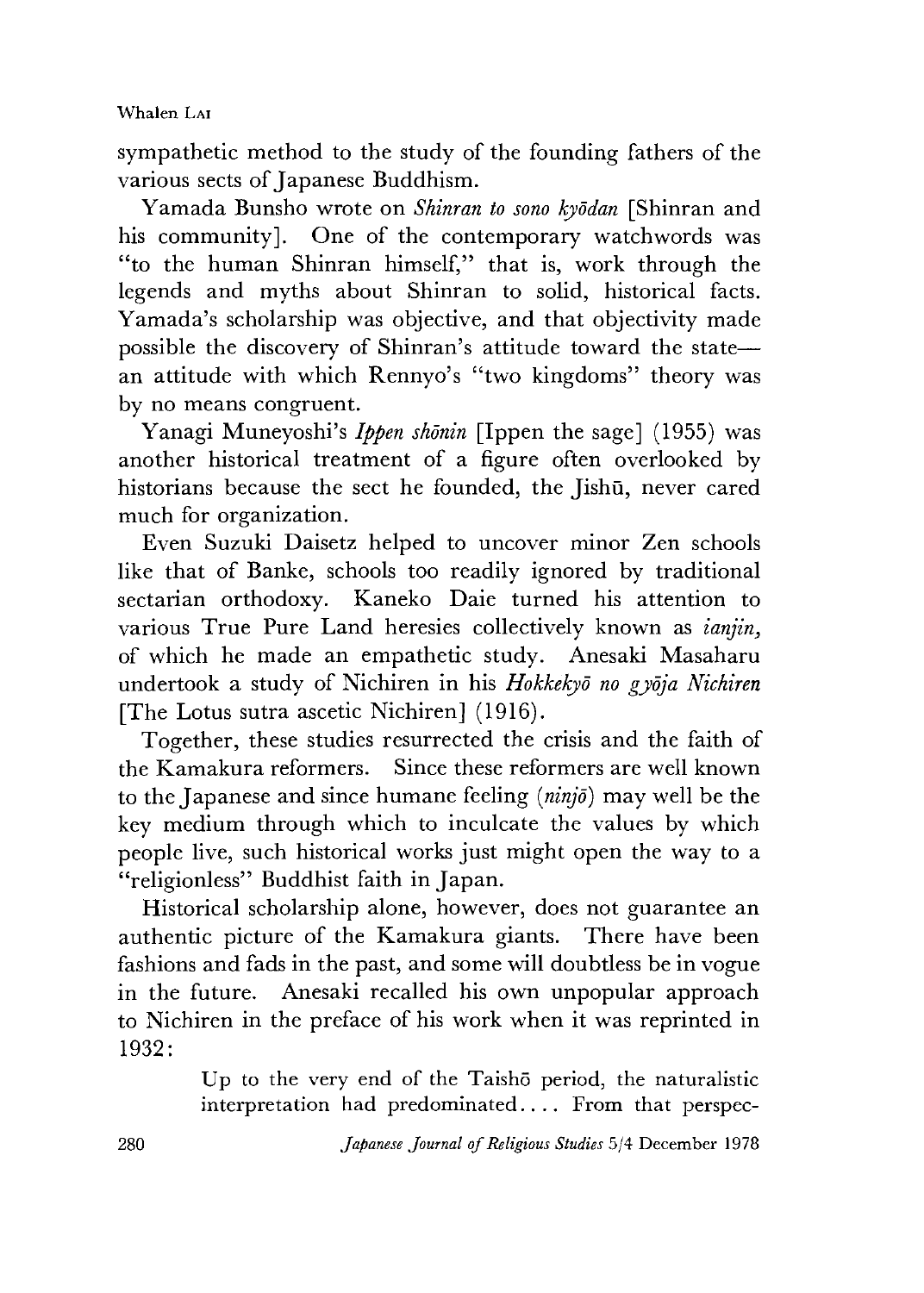sympathetic method to the study of the founding fathers of the various sects of Japanese Buddhism.

Yamada Bunsho wrote on *Shinran to sono kyōdan* [Shinran and his community]. One of the contemporary watchwords was "to the human Shinran himself," that is, work through the legends and myths about Shinran to solid, historical facts. Yamada's scholarship was objective, and that objectivity made possible the discovery of Shinran's attitude toward the state—an attitude with which Rennyo's "two kingdoms" theory was by no means congruent.

Yanagi Muneyoshi's *Ippen shōnin* [Ippen the sage] (1955) was another historical treatment of a figure often overlooked by historians because the sect he founded, the Jishū, never cared much for organization.

Even Suzuki Daisetz helped to uncover minor Zen schools like that of Banke, schools too readily ignored by traditional sectarian orthodoxy. Kaneko Daie turned his attention to various True Pure Land heresies collectively known as *ianjin*, of which he made an empathetic study. Anesaki Masaharu undertook a study of Nichiren in his *Hokkekyō no gyōja Nichiren* [The Lotus sutra ascetic Nichiren] (1916).

Together, these studies resurrected the crisis and the faith of the Kamakura reformers. Since these reformers are well known to the Japanese and since humane feeling (*ninjō*) may well be the key medium through which to inculcate the values by which people live, such historical works just might open the way to a "religionless" Buddhist faith in Japan.

Historical scholarship alone, however, does not guarantee an authentic picture of the Kamakura giants. There have been fashions and fads in the past, and some will doubtless be in vogue in the future. Anesaki recalled his own unpopular approach to Nichiren in the preface of his work when it was reprinted in 1932:

> Up to the very end of the Taishō period, the naturalistic interpretation had predominated.... From that perspec-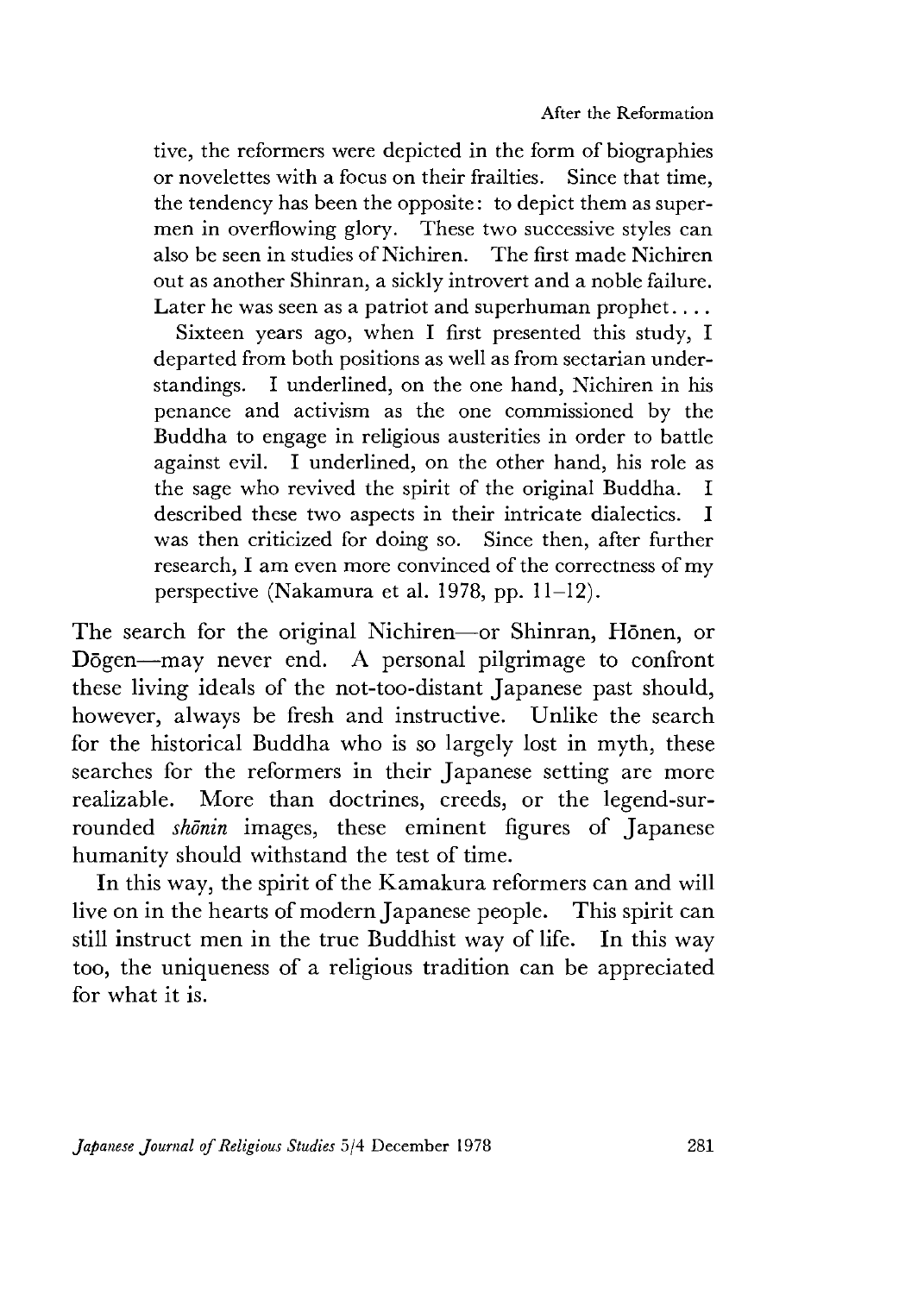> tive, the reformers were depicted in the form of biographies or novelettes with a focus on their frailties. Since that time, the tendency has been the opposite: to depict them as supermen in overflowing glory. These two successive styles can also be seen in studies of Nichiren. The first made Nichiren out as another Shinran, a sickly introvert and a noble failure. Later he was seen as a patriot and superhuman prophet....
>
> Sixteen years ago, when I first presented this study, I departed from both positions as well as from sectarian understandings. I underlined, on the one hand, Nichiren in his penance and activism as the one commissioned by the Buddha to engage in religious austerities in order to battle against evil. I underlined, on the other hand, his role as the sage who revived the spirit of the original Buddha. I described these two aspects in their intricate dialectics. I was then criticized for doing so. Since then, after further research, I am even more convinced of the correctness of my perspective (Nakamura et al. 1978, pp. 11–12).

The search for the original Nichiren—or Shinran, Hōnen, or Dōgen—may never end. A personal pilgrimage to confront these living ideals of the not-too-distant Japanese past should, however, always be fresh and instructive. Unlike the search for the historical Buddha who is so largely lost in myth, these searches for the reformers in their Japanese setting are more realizable. More than doctrines, creeds, or the legend-surrounded *shōnin* images, these eminent figures of Japanese humanity should withstand the test of time.

In this way, the spirit of the Kamakura reformers can and will live on in the hearts of modern Japanese people. This spirit can still instruct men in the true Buddhist way of life. In this way too, the uniqueness of a religious tradition can be appreciated for what it is.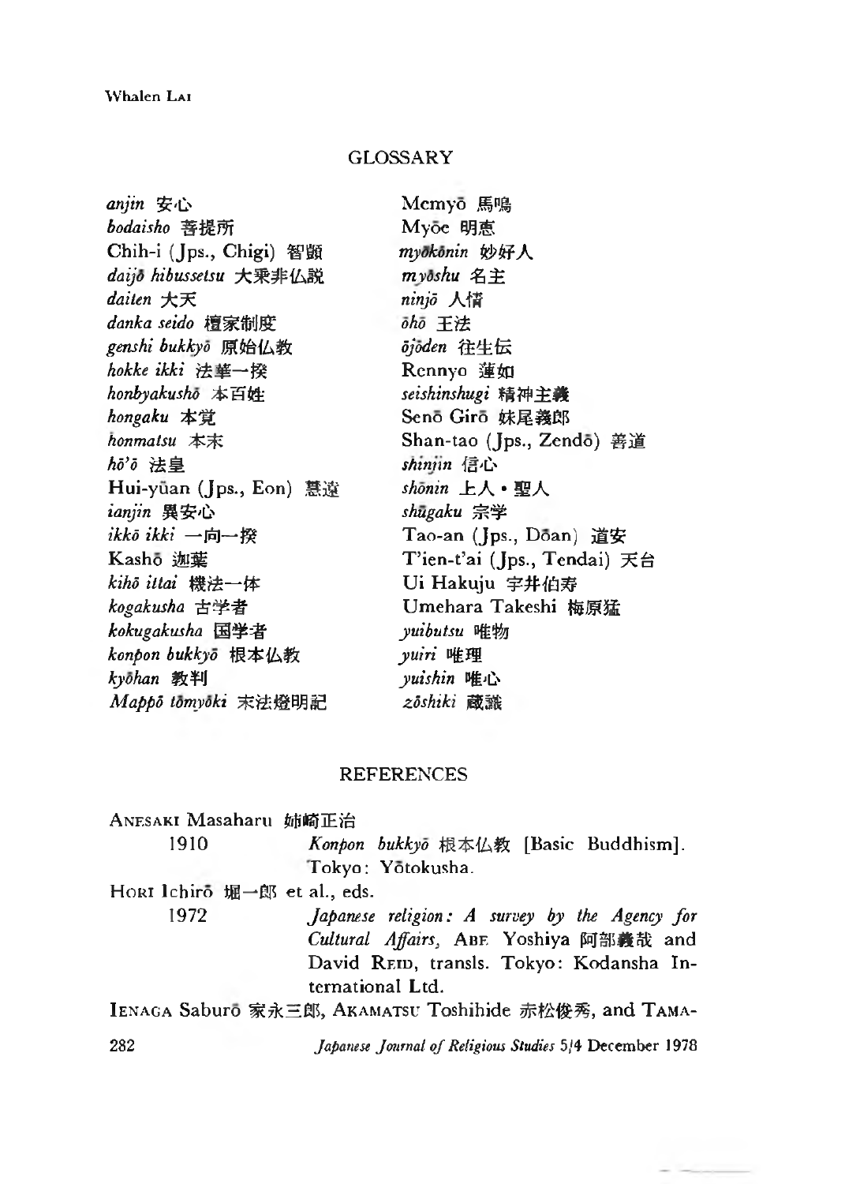## GLOSSARY

*anjin* 安心
*bodaisho* 菩提所
Chih-i (Jps., Chigi) 智顗
*daijō hibussetsu* 大乗非仏説
*daiten* 大天
*danka seido* 檀家制度
*genshi bukkyō* 原始仏教
*hokke ikki* 法華一揆
*honbyakushō* 本百姓
*hongaku* 本覚
*honmatsu* 本末
*hō'ō* 法皇
Hui-yüan (Jps., Eon) 慧遠
*ianjin* 異安心
*ikkō ikki* 一向一揆
Kashō 迦葉
*kihō ittai* 機法一体
*kogakusha* 古学者
*kokugakusha* 国学者
*konpon bukkyō* 根本仏教
*kyōhan* 教判
*Mappō tōmyōki* 末法燈明記
Memyō 馬鳴
Myōe 明恵
*myōkōnin* 妙好人
*myōshu* 名主
*ninjō* 人情
*ōhō* 王法
*ōjōden* 往生伝
Rennyo 蓮如
*seishinshugi* 精神主義
Senō Girō 妹尾義郎
Shan-tao (Jps., Zendō) 善導
*shinjin* 信心
*shōnin* 上人・聖人
*shūgaku* 宗学
Tao-an (Jps., Dōan) 道安
T'ien-t'ai (Jps., Tendai) 天台
Ui Hakuju 宇井伯寿
Umehara Takeshi 梅原猛
*yuibutsu* 唯物
*yuiri* 唯理
*yuishin* 唯心
*zōshiki* 蔵識

## REFERENCES

ANESAKI Masaharu 姉崎正治
1910 *Konpon bukkyō* 根本仏教 [Basic Buddhism]. Tokyo: Yōtokusha.

HORI Ichirō 堀一郎 et al., eds.
1972 *Japanese religion: A survey by the Agency for Cultural Affairs*, ABE Yoshiya 阿部義哉 and David REID, transls. Tokyo: Kodansha International Ltd.

IENAGA Saburō 家永三郎, AKAMATSU Toshihide 赤松俊秀, and TAMA-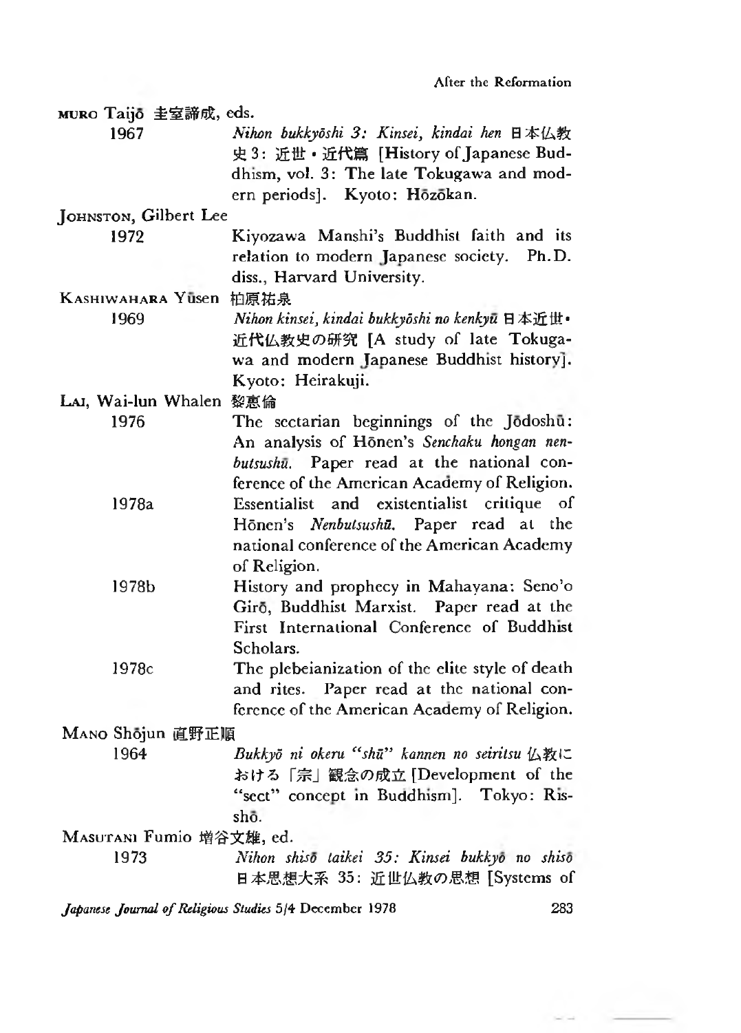MURO Taijō 圭室諦成, eds.

1967 *Nihon bukkyōshi 3: Kinsei, kindai hen* 日本仏教史3：近世・近代篇 [History of Japanese Buddhism, vol. 3: The late Tokugawa and modern periods]. Kyoto: Hōzōkan.

JOHNSTON, Gilbert Lee

1972 Kiyozawa Manshi's Buddhist faith and its relation to modern Japanese society. Ph.D. diss., Harvard University.

KASHIWAHARA Yūsen 柏原祐泉

1969 *Nihon kinsei, kindai bukkyōshi no kenkyū* 日本近世・近代仏教史の研究 [A study of late Tokugawa and modern Japanese Buddhist history]. Kyoto: Heirakuji.

LAI, Wai-lun Whalen 黎惠倫

1976 The sectarian beginnings of the Jōdoshū: An analysis of Hōnen's *Senchaku hongan nenbutsushū*. Paper read at the national conference of the American Academy of Religion.

1978a Essentialist and existentialist critique of Hōnen's *Nenbutsushū*. Paper read at the national conference of the American Academy of Religion.

1978b History and prophecy in Mahayana: Seno'o Girō, Buddhist Marxist. Paper read at the First International Conference of Buddhist Scholars.

1978c The plebeianization of the elite style of death and rites. Paper read at the national conference of the American Academy of Religion.

MANO Shōjun 直野正順

1964 *Bukkyō ni okeru "shū" kannen no seiritsu* 仏教における「宗」観念の成立 [Development of the "sect" concept in Buddhism]. Tokyo: Risshō.

MASUTANI Fumio 増谷文雄, ed.

1973 *Nihon shisō taikei 35: Kinsei bukkyō no shisō* 日本思想大系 35：近世仏教の思想 [Systems of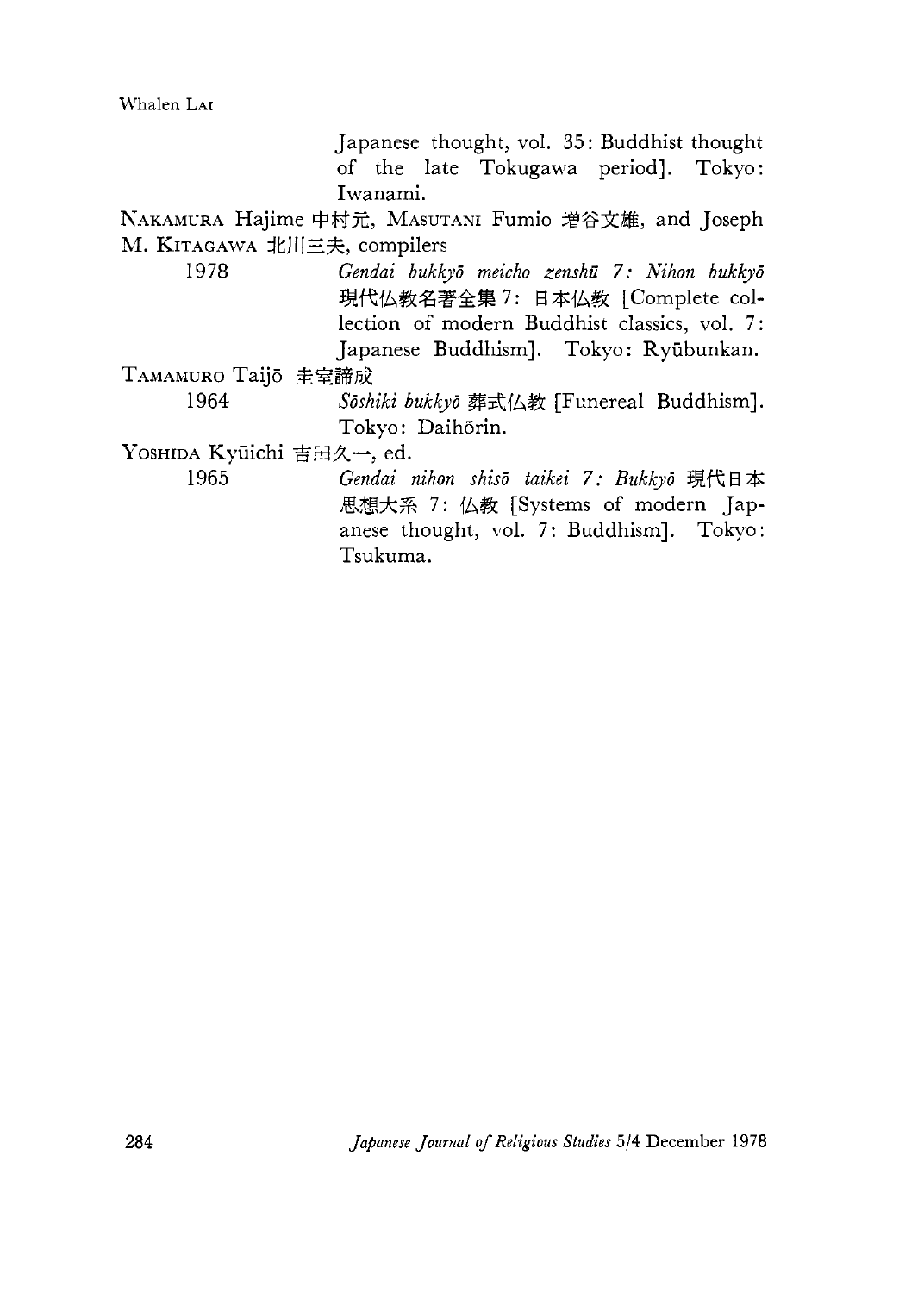Japanese thought, vol. 35: Buddhist thought of the late Tokugawa period]. Tokyo: Iwanami.

NAKAMURA Hajime 中村元, MASUTANI Fumio 増谷文雄, and Joseph M. KITAGAWA 北川三夫, compilers

1978 *Gendai bukkyō meicho zenshū 7: Nihon bukkyō* 現代仏教名著全集 7: 日本仏教 [Complete collection of modern Buddhist classics, vol. 7: Japanese Buddhism]. Tokyo: Ryūbunkan.

TAMAMURO Taijō 圭室諦成

1964 *Sōshiki bukkyō* 葬式仏教 [Funereal Buddhism]. Tokyo: Daihōrin.

YOSHIDA Kyūichi 吉田久一, ed.

1965 *Gendai nihon shisō taikei 7: Bukkyō* 現代日本思想大系 7: 仏教 [Systems of modern Japanese thought, vol. 7: Buddhism]. Tokyo: Tsukuma.